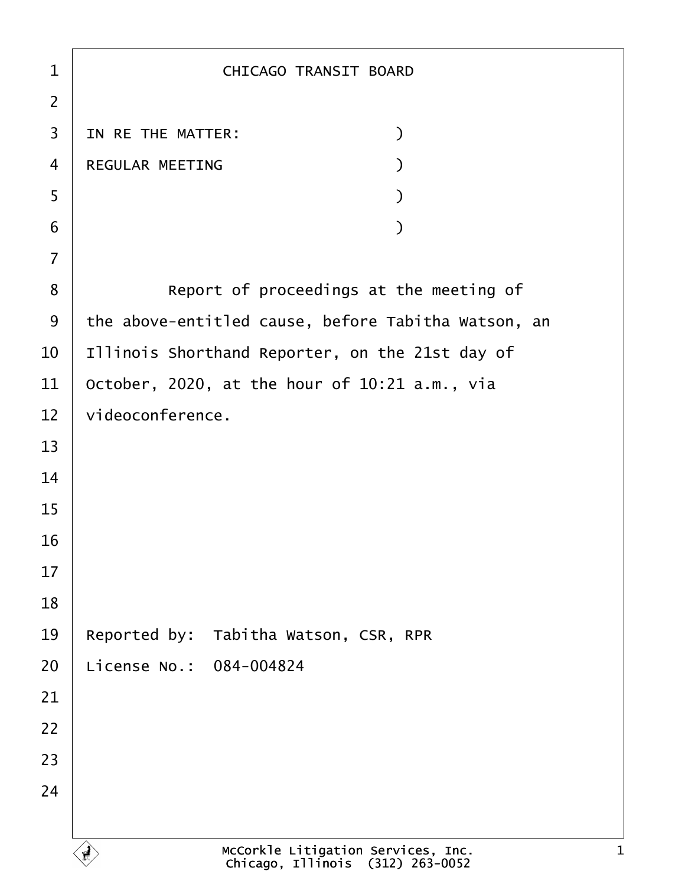CHICAGO TRANSIT BOARD

IN RE THE MATTER: )
REGULAR MEETING )
)
)

Report of proceedings at the meeting of the above-entitled cause, before Tabitha Watson, an Illinois Shorthand Reporter, on the 21st day of October, 2020, at the hour of 10:21 a.m., via videoconference.

Reported by: Tabitha Watson, CSR, RPR
License No.: 084-004824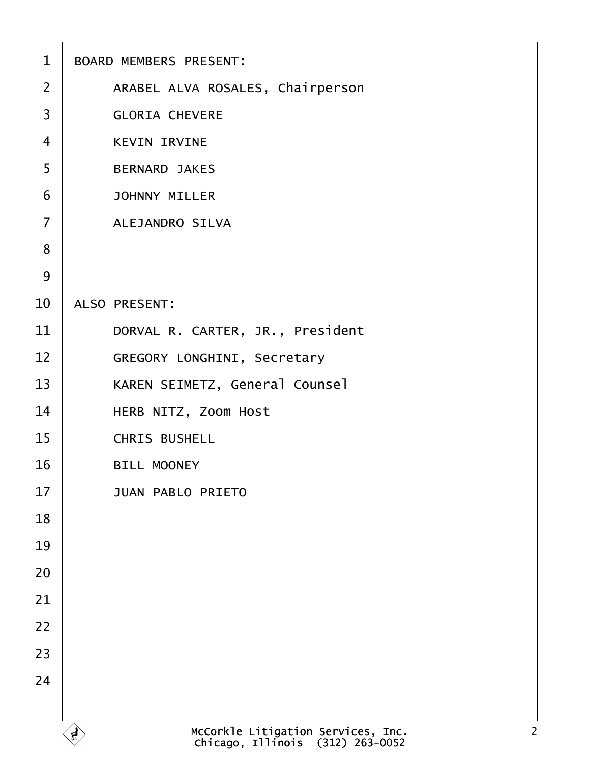BOARD MEMBERS PRESENT:

ARABEL ALVA ROSALES, Chairperson

GLORIA CHEVERE

KEVIN IRVINE

BERNARD JAKES

JOHNNY MILLER

ALEJANDRO SILVA

ALSO PRESENT:

DORVAL R. CARTER, JR., President

GREGORY LONGHINI, Secretary

KAREN SEIMETZ, General Counsel

HERB NITZ, Zoom Host

CHRIS BUSHELL

BILL MOONEY

JUAN PABLO PRIETO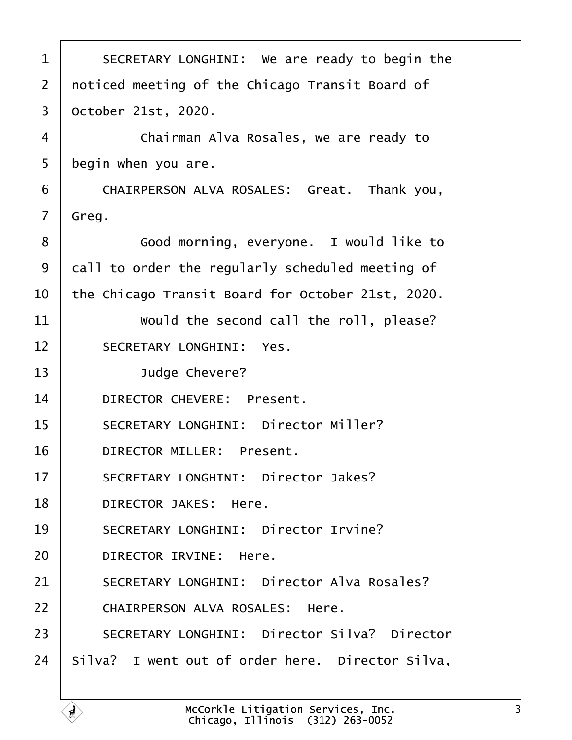SECRETARY LONGHINI: We are ready to begin the noticed meeting of the Chicago Transit Board of October 21st, 2020.

Chairman Alva Rosales, we are ready to begin when you are.

CHAIRPERSON ALVA ROSALES: Great. Thank you, Greg.

Good morning, everyone. I would like to call to order the regularly scheduled meeting of the Chicago Transit Board for October 21st, 2020.

Would the second call the roll, please?

SECRETARY LONGHINI: Yes.

Judge Chevere?

DIRECTOR CHEVERE: Present.

SECRETARY LONGHINI: Director Miller?

DIRECTOR MILLER: Present.

SECRETARY LONGHINI: Director Jakes?

DIRECTOR JAKES: Here.

SECRETARY LONGHINI: Director Irvine?

DIRECTOR IRVINE: Here.

SECRETARY LONGHINI: Director Alva Rosales?

CHAIRPERSON ALVA ROSALES: Here.

SECRETARY LONGHINI: Director Silva? Director Silva? I went out of order here. Director Silva,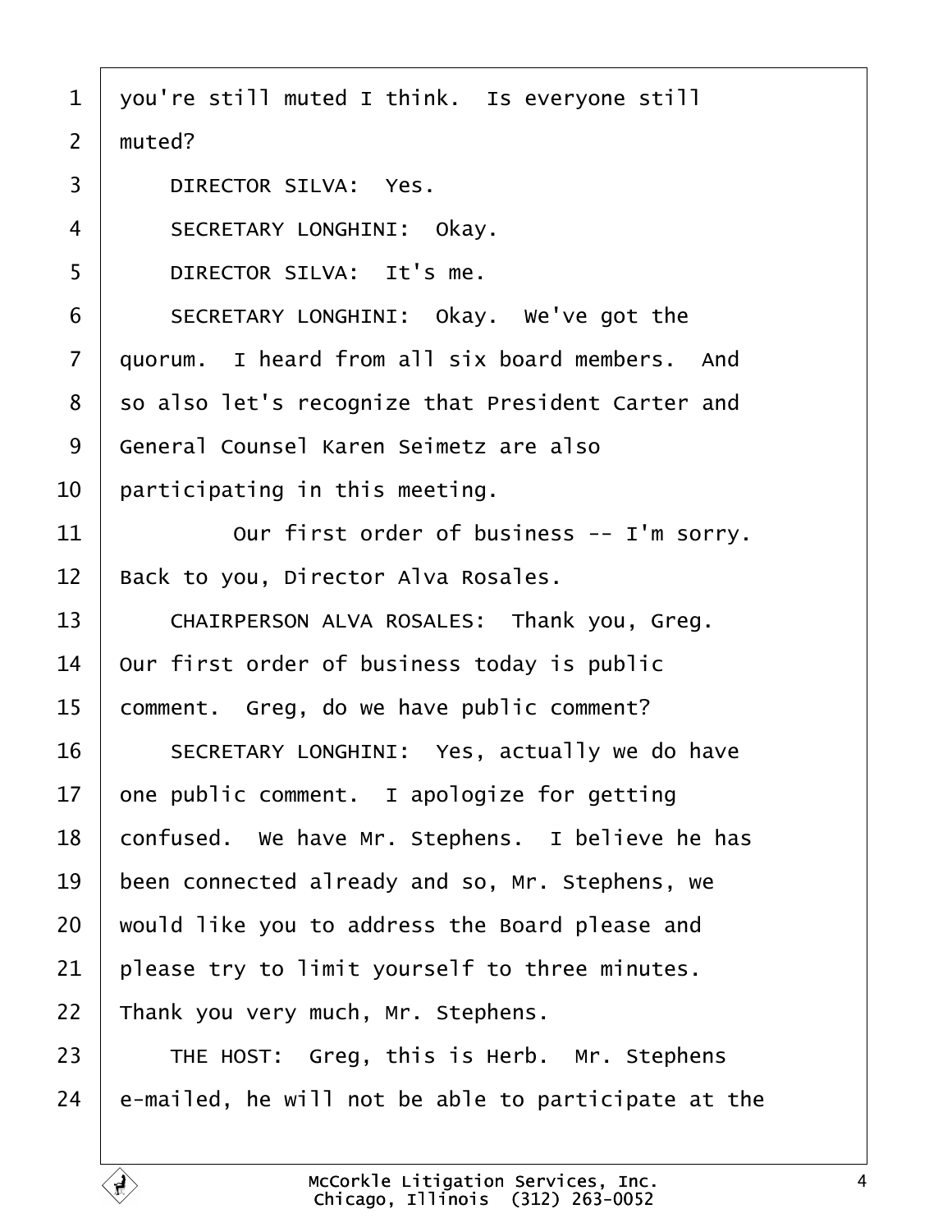you're still muted I think. Is everyone still muted?

DIRECTOR SILVA: Yes.

SECRETARY LONGHINI: Okay.

DIRECTOR SILVA: It's me.

SECRETARY LONGHINI: Okay. We've got the quorum. I heard from all six board members. And so also let's recognize that President Carter and General Counsel Karen Seimetz are also participating in this meeting.

Our first order of business -- I'm sorry. Back to you, Director Alva Rosales.

CHAIRPERSON ALVA ROSALES: Thank you, Greg. Our first order of business today is public comment. Greg, do we have public comment?

SECRETARY LONGHINI: Yes, actually we do have one public comment. I apologize for getting confused. We have Mr. Stephens. I believe he has been connected already and so, Mr. Stephens, we would like you to address the Board please and please try to limit yourself to three minutes. Thank you very much, Mr. Stephens.

THE HOST: Greg, this is Herb. Mr. Stephens e-mailed, he will not be able to participate at the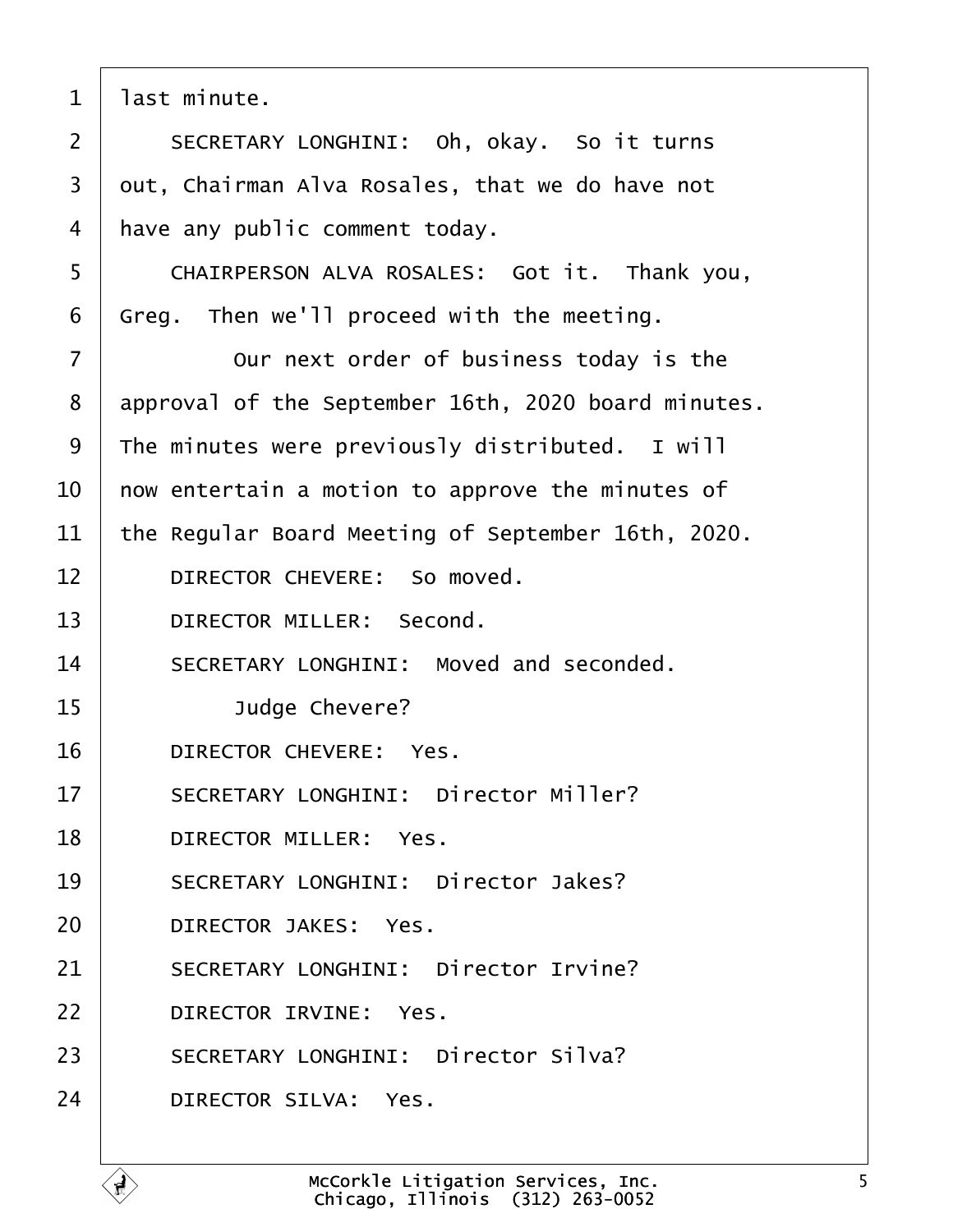last minute.

SECRETARY LONGHINI: Oh, okay. So it turns out, Chairman Alva Rosales, that we do have not have any public comment today.

CHAIRPERSON ALVA ROSALES: Got it. Thank you, Greg. Then we'll proceed with the meeting.

Our next order of business today is the approval of the September 16th, 2020 board minutes. The minutes were previously distributed. I will now entertain a motion to approve the minutes of the Regular Board Meeting of September 16th, 2020.

DIRECTOR CHEVERE: So moved.

DIRECTOR MILLER: Second.

SECRETARY LONGHINI: Moved and seconded.

Judge Chevere?

DIRECTOR CHEVERE: Yes.

SECRETARY LONGHINI: Director Miller?

DIRECTOR MILLER: Yes.

SECRETARY LONGHINI: Director Jakes?

DIRECTOR JAKES: Yes.

SECRETARY LONGHINI: Director Irvine?

DIRECTOR IRVINE: Yes.

SECRETARY LONGHINI: Director Silva?

DIRECTOR SILVA: Yes.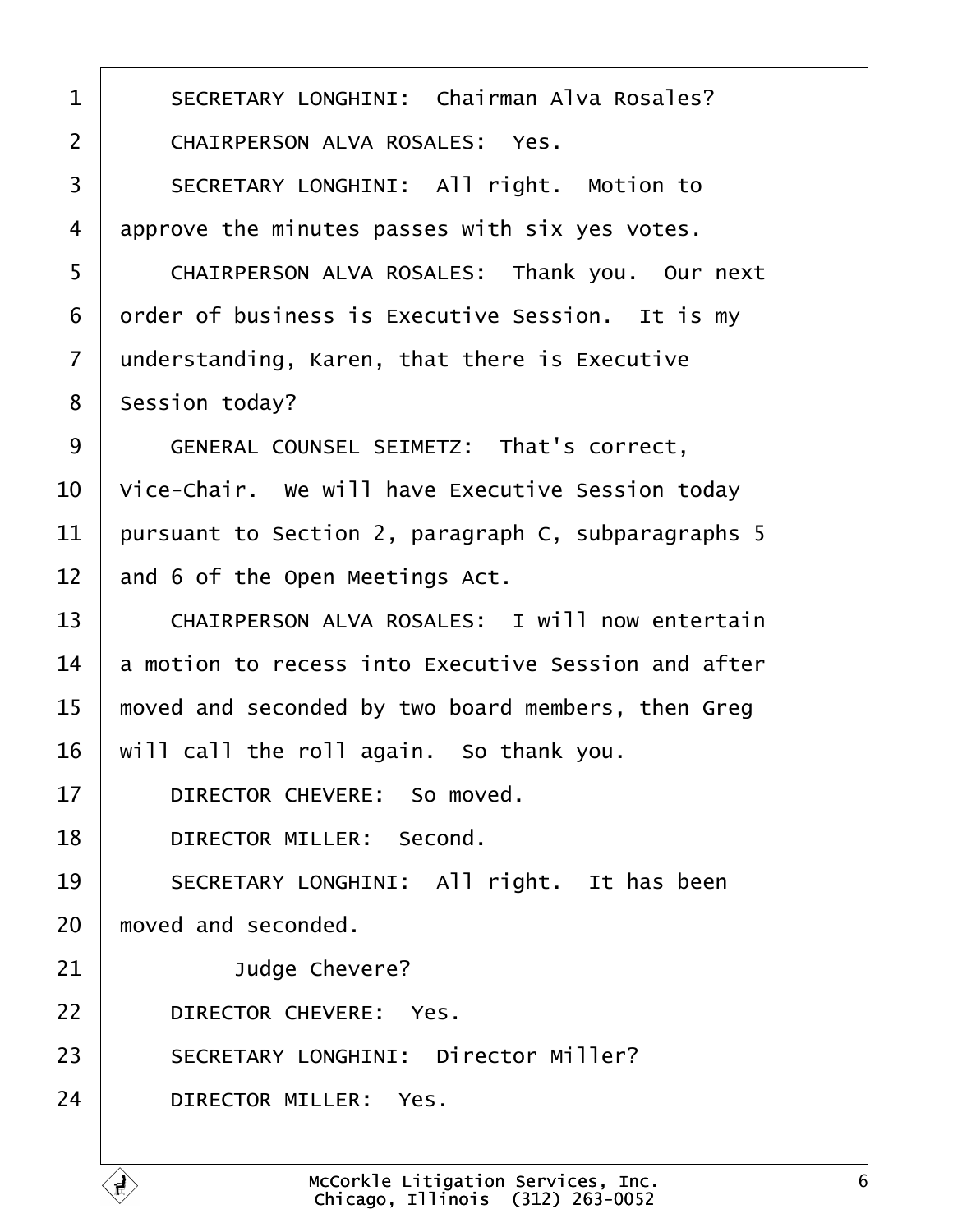SECRETARY LONGHINI: Chairman Alva Rosales?

CHAIRPERSON ALVA ROSALES: Yes.

SECRETARY LONGHINI: All right. Motion to approve the minutes passes with six yes votes.

CHAIRPERSON ALVA ROSALES: Thank you. Our next order of business is Executive Session. It is my understanding, Karen, that there is Executive Session today?

GENERAL COUNSEL SEIMETZ: That's correct, Vice-Chair. We will have Executive Session today pursuant to Section 2, paragraph C, subparagraphs 5 and 6 of the Open Meetings Act.

CHAIRPERSON ALVA ROSALES: I will now entertain a motion to recess into Executive Session and after moved and seconded by two board members, then Greg will call the roll again. So thank you.

DIRECTOR CHEVERE: So moved.

DIRECTOR MILLER: Second.

SECRETARY LONGHINI: All right. It has been moved and seconded.

Judge Chevere?

DIRECTOR CHEVERE: Yes.

SECRETARY LONGHINI: Director Miller?

DIRECTOR MILLER: Yes.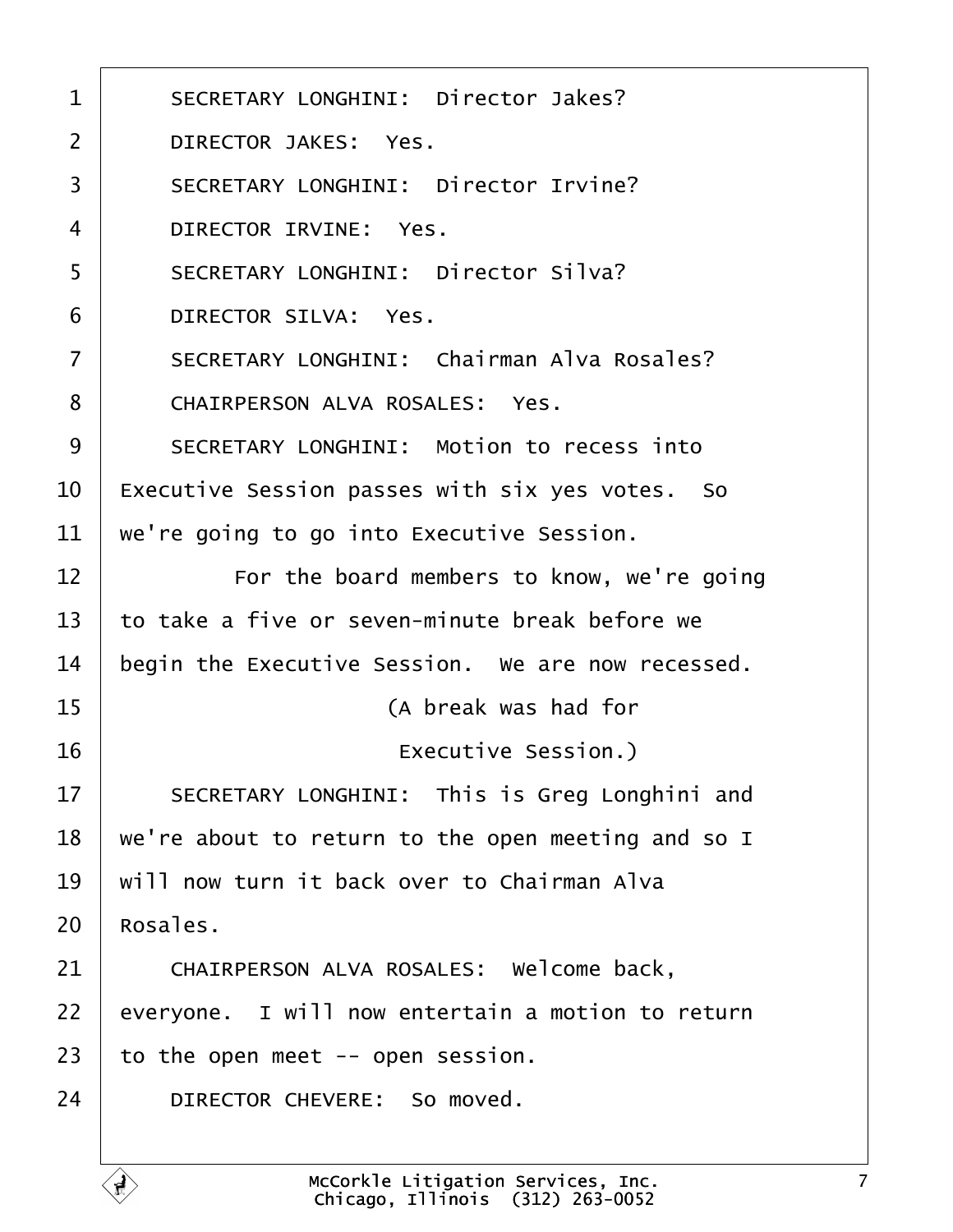1 SECRETARY LONGHINI: Director Jakes?

2 DIRECTOR JAKES: Yes.

3 SECRETARY LONGHINI: Director Irvine?

4 DIRECTOR IRVINE: Yes.

5 SECRETARY LONGHINI: Director Silva?

6 DIRECTOR SILVA: Yes.

7 SECRETARY LONGHINI: Chairman Alva Rosales?

8 CHAIRPERSON ALVA ROSALES: Yes.

9 SECRETARY LONGHINI: Motion to recess into

10 Executive Session passes with six yes votes. So

11 we're going to go into Executive Session.

12 For the board members to know, we're going

13 to take a five or seven-minute break before we

14 begin the Executive Session. We are now recessed.

15 (A break was had for

16 Executive Session.)

17 SECRETARY LONGHINI: This is Greg Longhini and

18 we're about to return to the open meeting and so I

19 will now turn it back over to Chairman Alva

20 Rosales.

21 CHAIRPERSON ALVA ROSALES: Welcome back,

22 everyone. I will now entertain a motion to return

23 to the open meet -- open session.

24 DIRECTOR CHEVERE: So moved.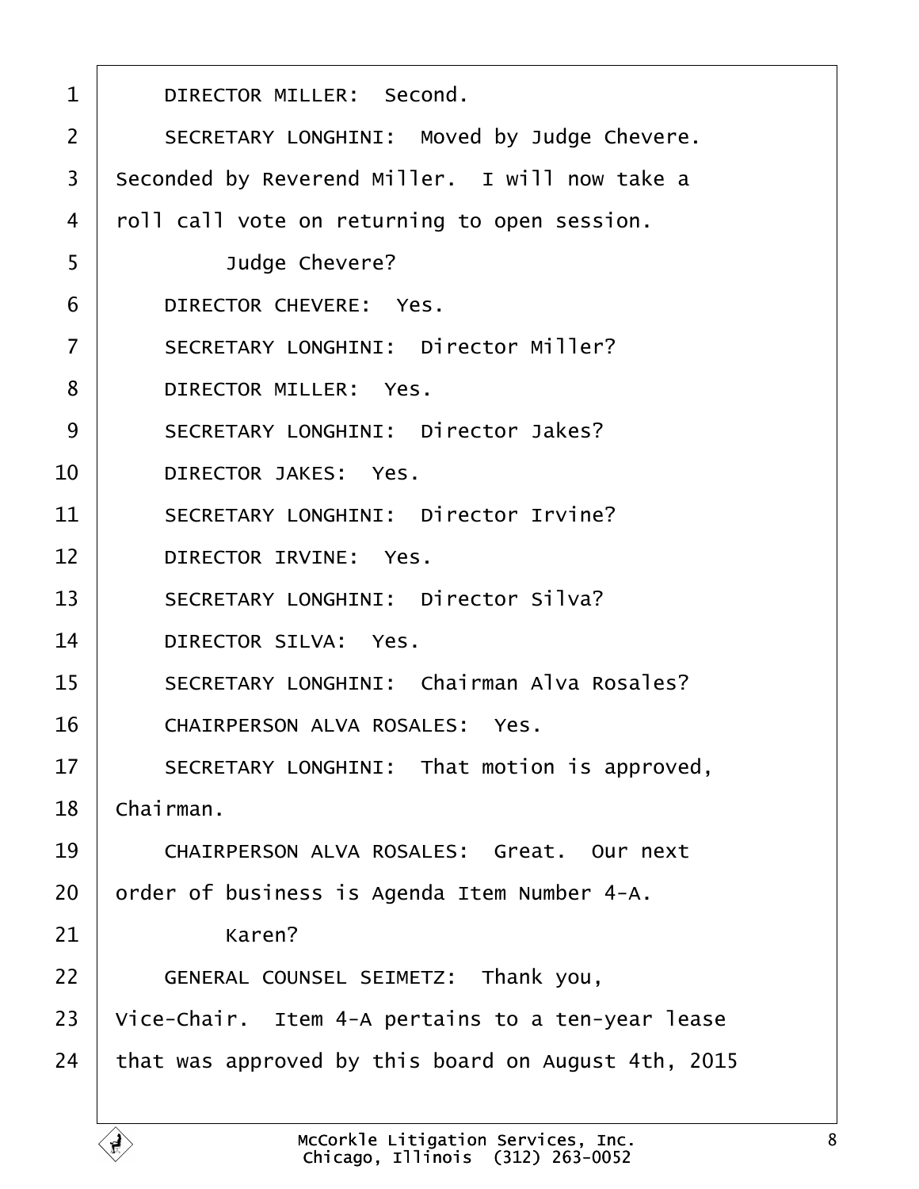DIRECTOR MILLER:  Second.

SECRETARY LONGHINI:  Moved by Judge Chevere. Seconded by Reverend Miller.  I will now take a roll call vote on returning to open session.

Judge Chevere?

DIRECTOR CHEVERE:  Yes.

SECRETARY LONGHINI:  Director Miller?

DIRECTOR MILLER:  Yes.

SECRETARY LONGHINI:  Director Jakes?

DIRECTOR JAKES:  Yes.

SECRETARY LONGHINI:  Director Irvine?

DIRECTOR IRVINE:  Yes.

SECRETARY LONGHINI:  Director Silva?

DIRECTOR SILVA:  Yes.

SECRETARY LONGHINI:  Chairman Alva Rosales?

CHAIRPERSON ALVA ROSALES:  Yes.

SECRETARY LONGHINI:  That motion is approved, Chairman.

CHAIRPERSON ALVA ROSALES:  Great.  Our next order of business is Agenda Item Number 4-A.

Karen?

GENERAL COUNSEL SEIMETZ:  Thank you, Vice-Chair.  Item 4-A pertains to a ten-year lease that was approved by this board on August 4th, 2015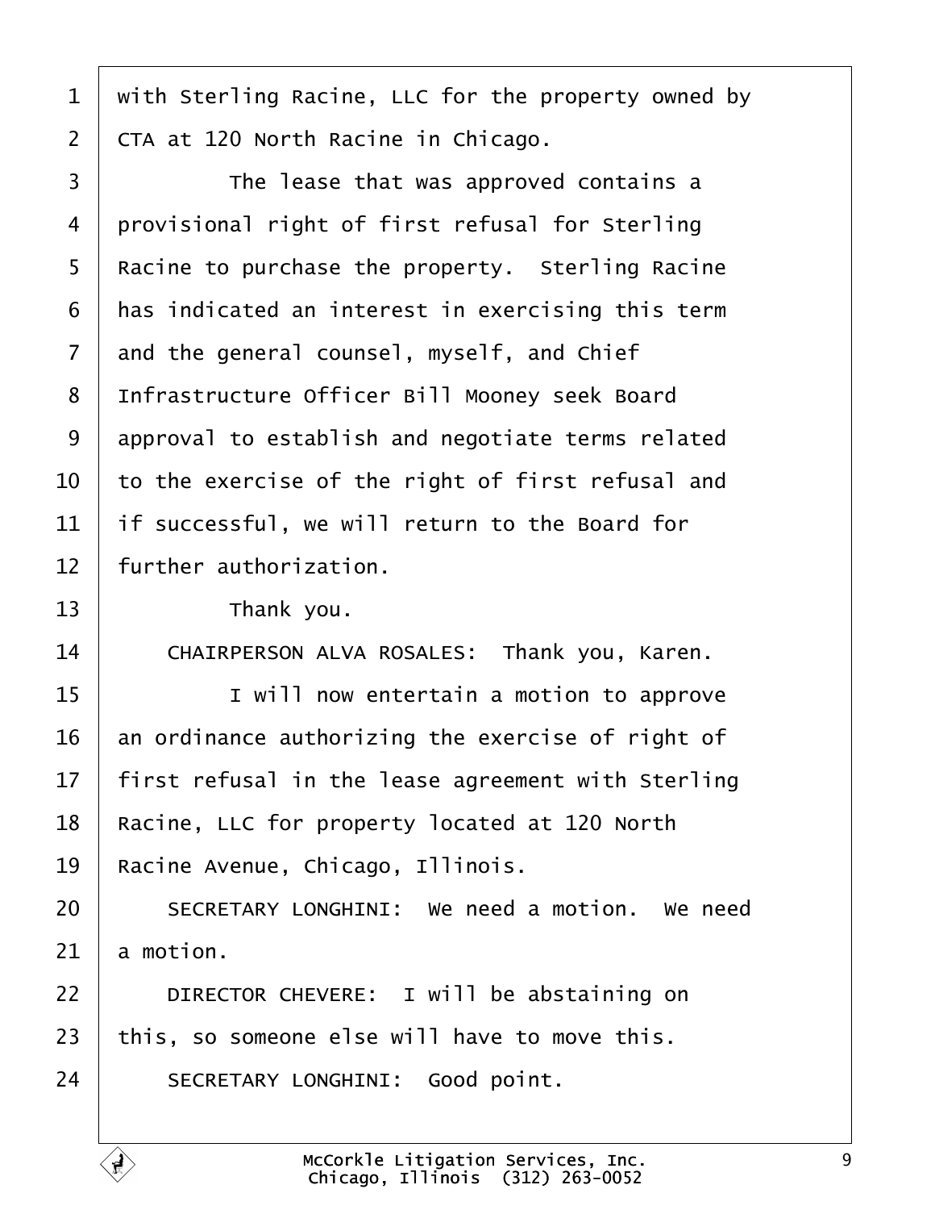with Sterling Racine, LLC for the property owned by CTA at 120 North Racine in Chicago.

The lease that was approved contains a provisional right of first refusal for Sterling Racine to purchase the property. Sterling Racine has indicated an interest in exercising this term and the general counsel, myself, and Chief Infrastructure Officer Bill Mooney seek Board approval to establish and negotiate terms related to the exercise of the right of first refusal and if successful, we will return to the Board for further authorization.

Thank you.

CHAIRPERSON ALVA ROSALES: Thank you, Karen.

I will now entertain a motion to approve an ordinance authorizing the exercise of right of first refusal in the lease agreement with Sterling Racine, LLC for property located at 120 North Racine Avenue, Chicago, Illinois.

SECRETARY LONGHINI: We need a motion. We need a motion.

DIRECTOR CHEVERE: I will be abstaining on this, so someone else will have to move this.

SECRETARY LONGHINI: Good point.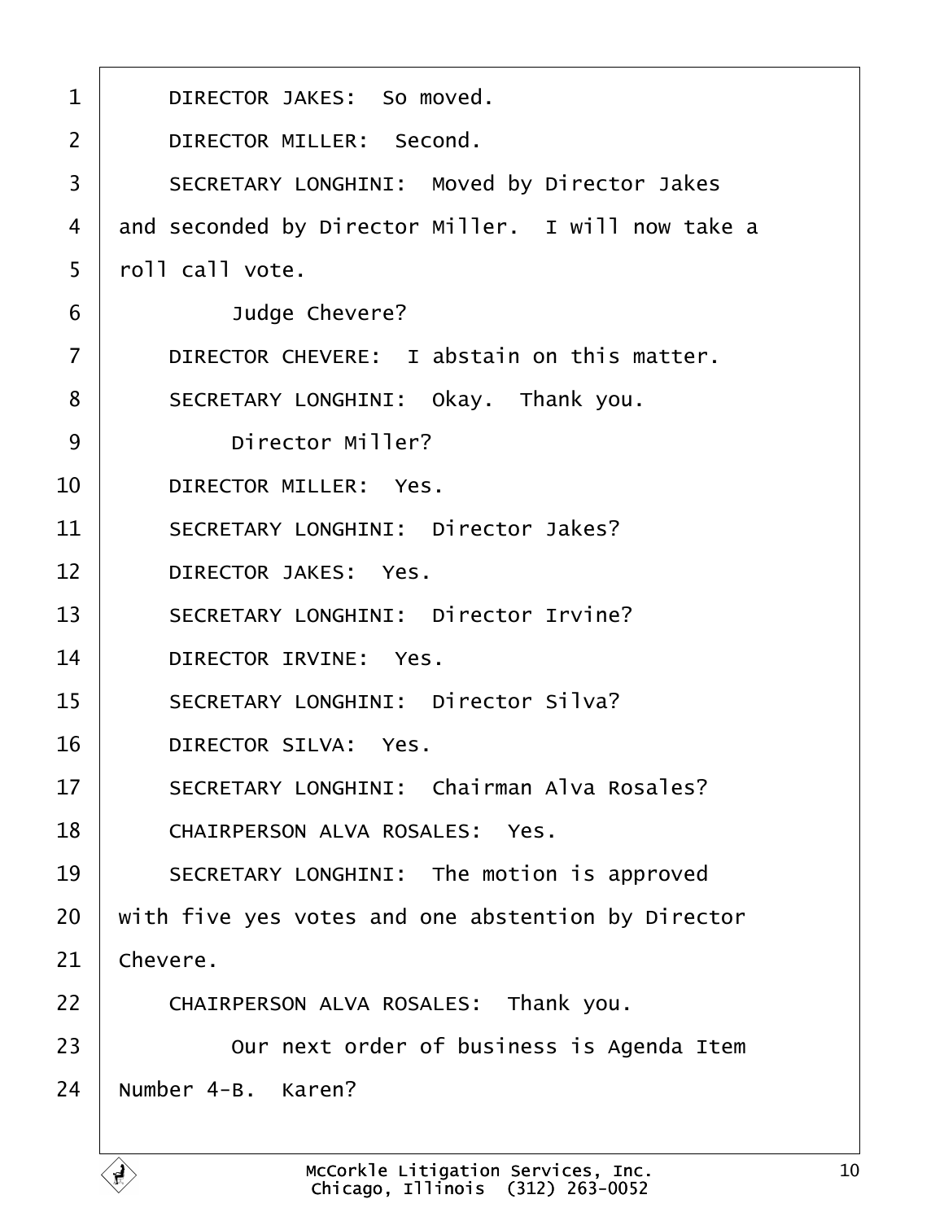DIRECTOR JAKES: So moved.

DIRECTOR MILLER: Second.

SECRETARY LONGHINI: Moved by Director Jakes and seconded by Director Miller. I will now take a roll call vote.

Judge Chevere?

DIRECTOR CHEVERE: I abstain on this matter.

SECRETARY LONGHINI: Okay. Thank you.

Director Miller?

DIRECTOR MILLER: Yes.

SECRETARY LONGHINI: Director Jakes?

DIRECTOR JAKES: Yes.

SECRETARY LONGHINI: Director Irvine?

DIRECTOR IRVINE: Yes.

SECRETARY LONGHINI: Director Silva?

DIRECTOR SILVA: Yes.

SECRETARY LONGHINI: Chairman Alva Rosales?

CHAIRPERSON ALVA ROSALES: Yes.

SECRETARY LONGHINI: The motion is approved with five yes votes and one abstention by Director Chevere.

CHAIRPERSON ALVA ROSALES: Thank you.

Our next order of business is Agenda Item Number 4-B. Karen?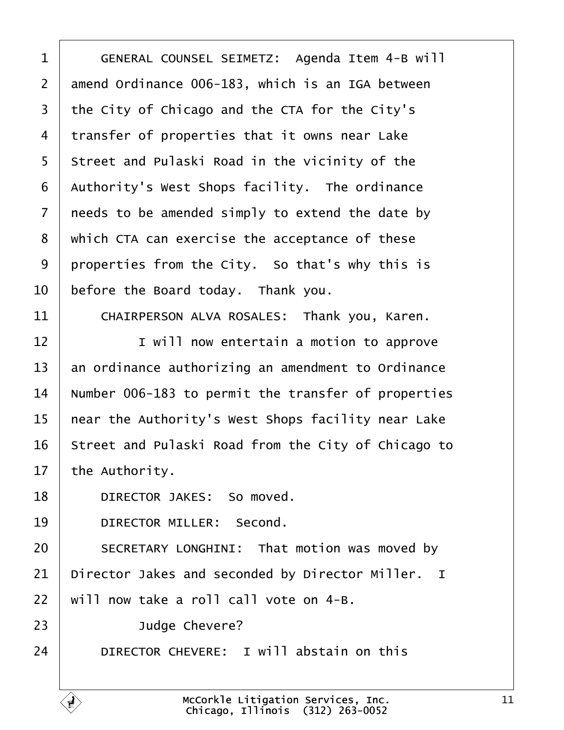GENERAL COUNSEL SEIMETZ: Agenda Item 4-B will amend Ordinance 006-183, which is an IGA between the City of Chicago and the CTA for the City's transfer of properties that it owns near Lake Street and Pulaski Road in the vicinity of the Authority's West Shops facility. The ordinance needs to be amended simply to extend the date by which CTA can exercise the acceptance of these properties from the City. So that's why this is before the Board today. Thank you.

CHAIRPERSON ALVA ROSALES: Thank you, Karen.

I will now entertain a motion to approve an ordinance authorizing an amendment to Ordinance Number 006-183 to permit the transfer of properties near the Authority's West Shops facility near Lake Street and Pulaski Road from the City of Chicago to the Authority.

DIRECTOR JAKES: So moved.

DIRECTOR MILLER: Second.

SECRETARY LONGHINI: That motion was moved by Director Jakes and seconded by Director Miller. I will now take a roll call vote on 4-B.

Judge Chevere?

DIRECTOR CHEVERE: I will abstain on this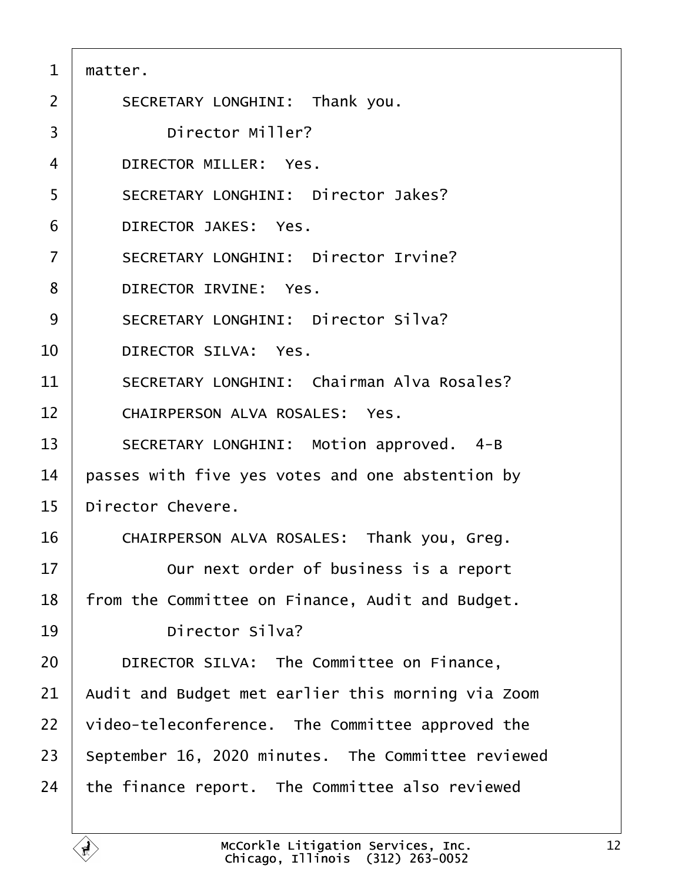matter.

SECRETARY LONGHINI: Thank you.

Director Miller?

DIRECTOR MILLER: Yes.

SECRETARY LONGHINI: Director Jakes?

DIRECTOR JAKES: Yes.

SECRETARY LONGHINI: Director Irvine?

DIRECTOR IRVINE: Yes.

SECRETARY LONGHINI: Director Silva?

DIRECTOR SILVA: Yes.

SECRETARY LONGHINI: Chairman Alva Rosales?

CHAIRPERSON ALVA ROSALES: Yes.

SECRETARY LONGHINI: Motion approved. 4-B passes with five yes votes and one abstention by Director Chevere.

CHAIRPERSON ALVA ROSALES: Thank you, Greg.

Our next order of business is a report from the Committee on Finance, Audit and Budget.

Director Silva?

DIRECTOR SILVA: The Committee on Finance, Audit and Budget met earlier this morning via Zoom video-teleconference. The Committee approved the September 16, 2020 minutes. The Committee reviewed the finance report. The Committee also reviewed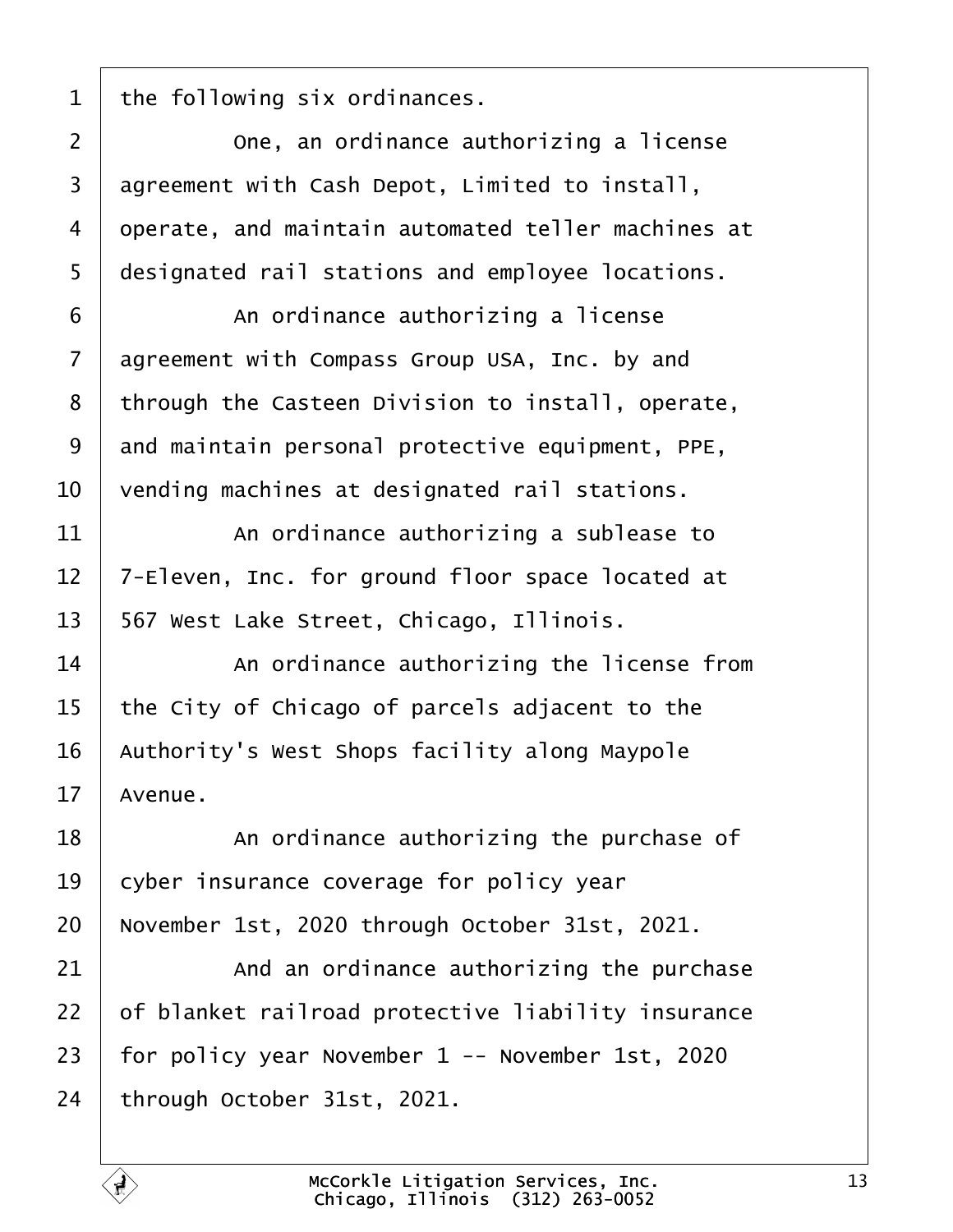the following six ordinances.

One, an ordinance authorizing a license agreement with Cash Depot, Limited to install, operate, and maintain automated teller machines at designated rail stations and employee locations.

An ordinance authorizing a license agreement with Compass Group USA, Inc. by and through the Casteen Division to install, operate, and maintain personal protective equipment, PPE, vending machines at designated rail stations.

An ordinance authorizing a sublease to 7-Eleven, Inc. for ground floor space located at 567 West Lake Street, Chicago, Illinois.

An ordinance authorizing the license from the City of Chicago of parcels adjacent to the Authority's West Shops facility along Maypole Avenue.

An ordinance authorizing the purchase of cyber insurance coverage for policy year November 1st, 2020 through October 31st, 2021.

And an ordinance authorizing the purchase of blanket railroad protective liability insurance for policy year November 1 -- November 1st, 2020 through October 31st, 2021.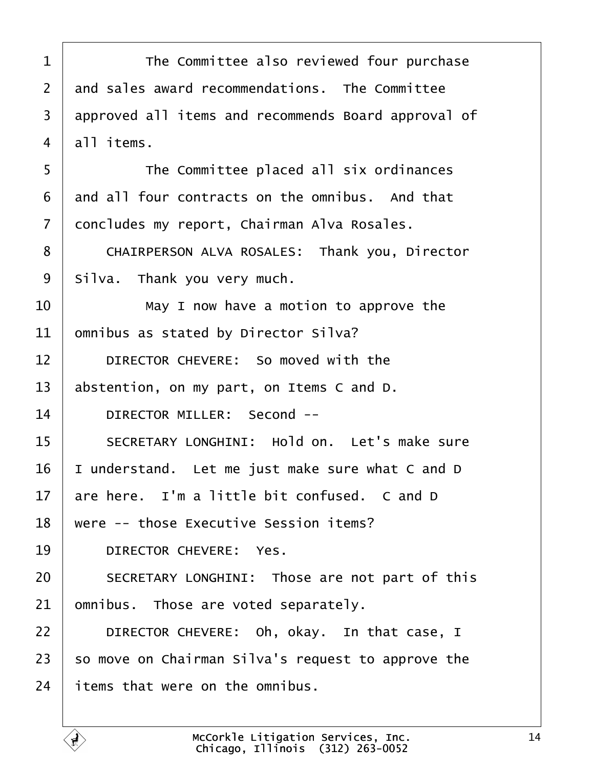The Committee also reviewed four purchase and sales award recommendations. The Committee approved all items and recommends Board approval of all items.

The Committee placed all six ordinances and all four contracts on the omnibus. And that concludes my report, Chairman Alva Rosales.

CHAIRPERSON ALVA ROSALES: Thank you, Director Silva. Thank you very much.

May I now have a motion to approve the omnibus as stated by Director Silva?

DIRECTOR CHEVERE: So moved with the abstention, on my part, on Items C and D.

DIRECTOR MILLER: Second --

SECRETARY LONGHINI: Hold on. Let's make sure I understand. Let me just make sure what C and D are here. I'm a little bit confused. C and D were -- those Executive Session items?

DIRECTOR CHEVERE: Yes.

SECRETARY LONGHINI: Those are not part of this omnibus. Those are voted separately.

DIRECTOR CHEVERE: Oh, okay. In that case, I so move on Chairman Silva's request to approve the items that were on the omnibus.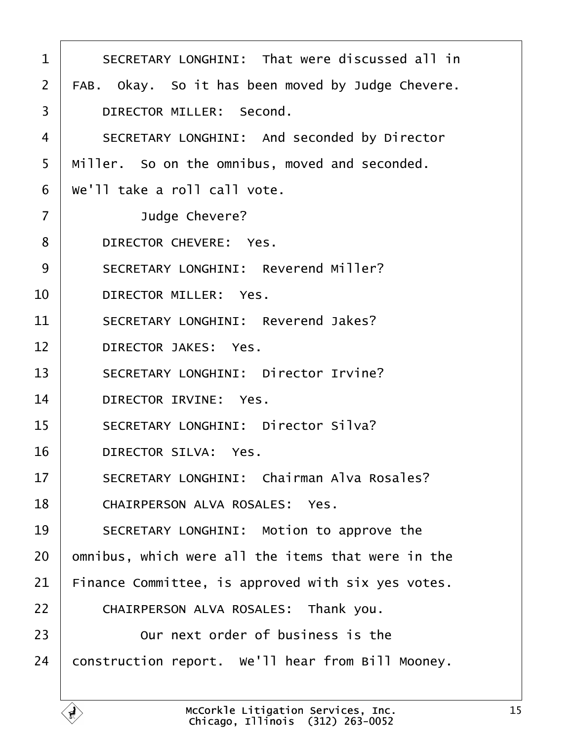SECRETARY LONGHINI: That were discussed all in FAB. Okay. So it has been moved by Judge Chevere.

DIRECTOR MILLER: Second.

SECRETARY LONGHINI: And seconded by Director Miller. So on the omnibus, moved and seconded. We'll take a roll call vote.

Judge Chevere?

DIRECTOR CHEVERE: Yes.

SECRETARY LONGHINI: Reverend Miller?

DIRECTOR MILLER: Yes.

SECRETARY LONGHINI: Reverend Jakes?

DIRECTOR JAKES: Yes.

SECRETARY LONGHINI: Director Irvine?

DIRECTOR IRVINE: Yes.

SECRETARY LONGHINI: Director Silva?

DIRECTOR SILVA: Yes.

SECRETARY LONGHINI: Chairman Alva Rosales?

CHAIRPERSON ALVA ROSALES: Yes.

SECRETARY LONGHINI: Motion to approve the omnibus, which were all the items that were in the Finance Committee, is approved with six yes votes.

CHAIRPERSON ALVA ROSALES: Thank you.

Our next order of business is the construction report. We'll hear from Bill Mooney.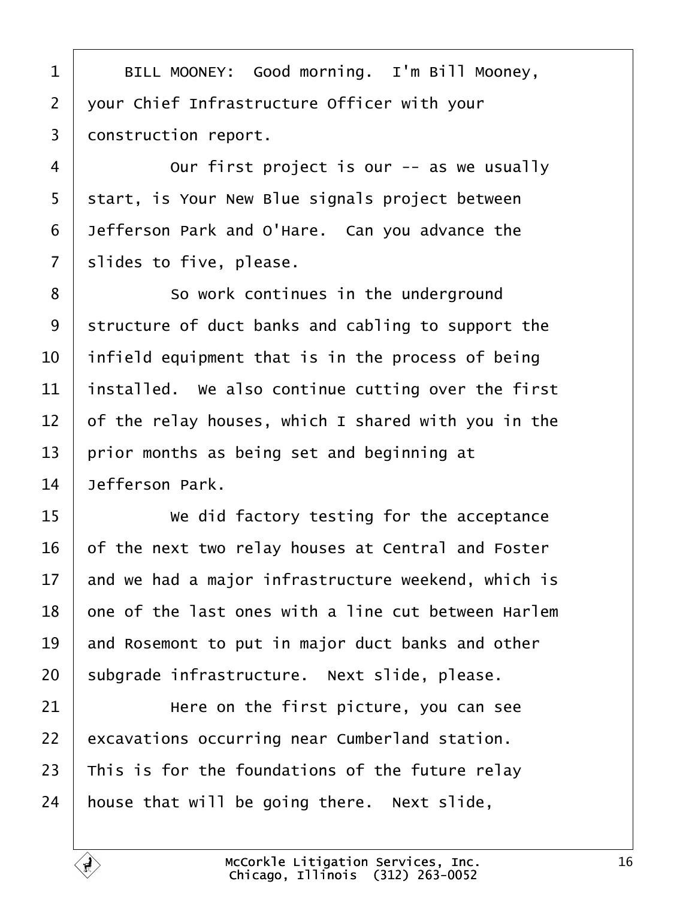BILL MOONEY: Good morning. I'm Bill Mooney, your Chief Infrastructure Officer with your construction report.

Our first project is our -- as we usually start, is Your New Blue signals project between Jefferson Park and O'Hare. Can you advance the slides to five, please.

So work continues in the underground structure of duct banks and cabling to support the infield equipment that is in the process of being installed. We also continue cutting over the first of the relay houses, which I shared with you in the prior months as being set and beginning at Jefferson Park.

We did factory testing for the acceptance of the next two relay houses at Central and Foster and we had a major infrastructure weekend, which is one of the last ones with a line cut between Harlem and Rosemont to put in major duct banks and other subgrade infrastructure. Next slide, please.

Here on the first picture, you can see excavations occurring near Cumberland station. This is for the foundations of the future relay house that will be going there. Next slide,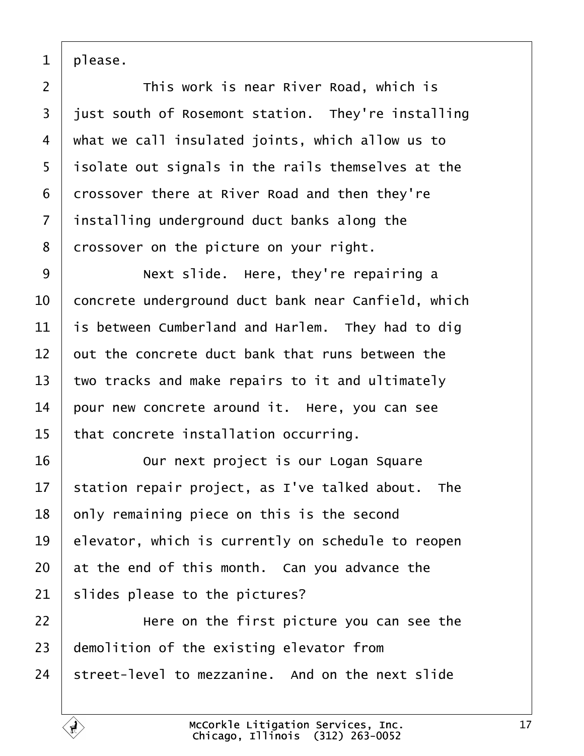1 please.

2 This work is near River Road, which is

3 just south of Rosemont station. They're installing

4 what we call insulated joints, which allow us to

5 isolate out signals in the rails themselves at the

6 crossover there at River Road and then they're

7 installing underground duct banks along the

8 crossover on the picture on your right.

9 Next slide. Here, they're repairing a

10 concrete underground duct bank near Canfield, which

11 is between Cumberland and Harlem. They had to dig

12 out the concrete duct bank that runs between the

13 two tracks and make repairs to it and ultimately

14 pour new concrete around it. Here, you can see

15 that concrete installation occurring.

16 Our next project is our Logan Square

17 station repair project, as I've talked about. The

18 only remaining piece on this is the second

19 elevator, which is currently on schedule to reopen

20 at the end of this month. Can you advance the

21 slides please to the pictures?

22 Here on the first picture you can see the

23 demolition of the existing elevator from

24 street-level to mezzanine. And on the next slide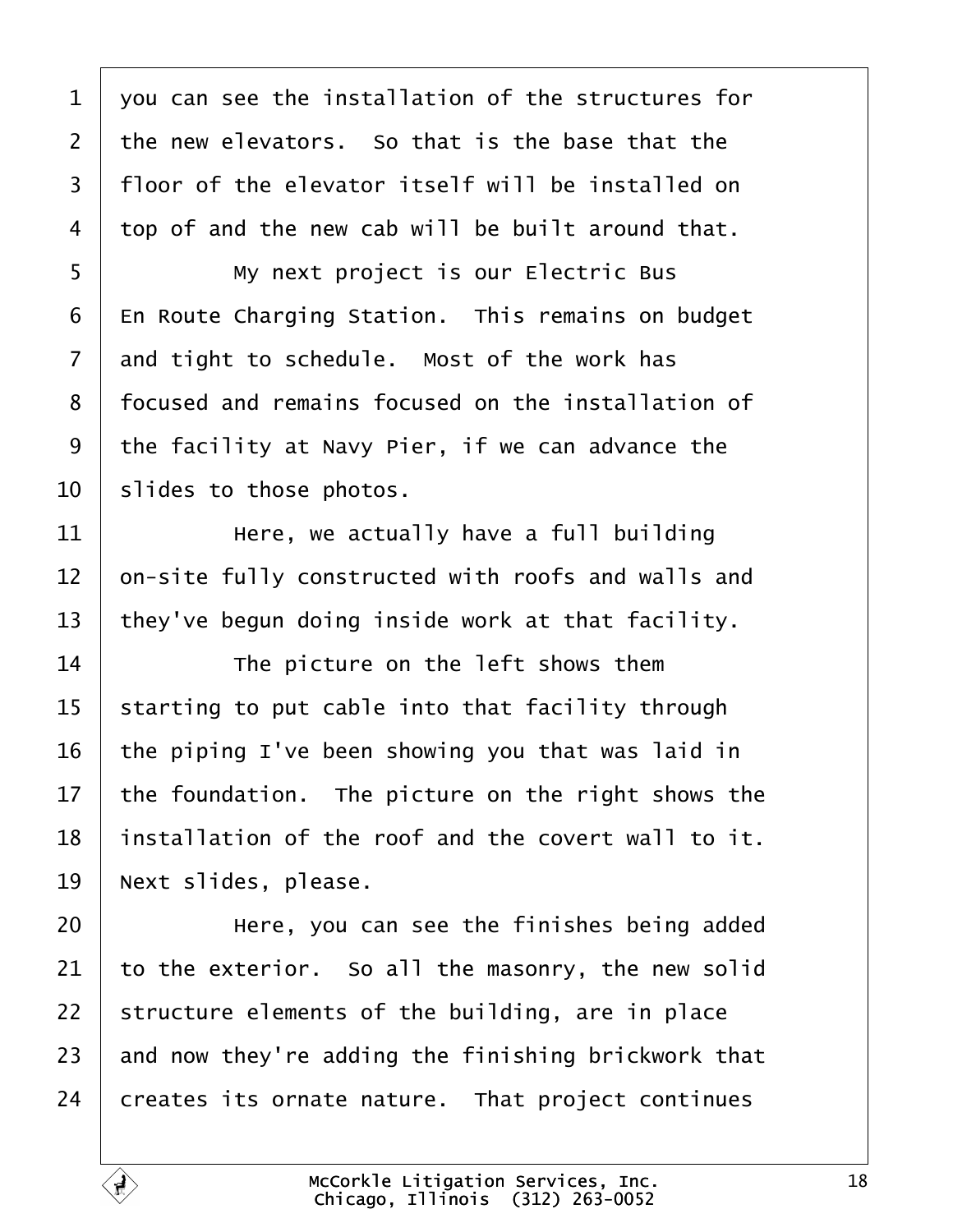you can see the installation of the structures for the new elevators. So that is the base that the floor of the elevator itself will be installed on top of and the new cab will be built around that.

My next project is our Electric Bus En Route Charging Station. This remains on budget and tight to schedule. Most of the work has focused and remains focused on the installation of the facility at Navy Pier, if we can advance the slides to those photos.

Here, we actually have a full building on-site fully constructed with roofs and walls and they've begun doing inside work at that facility.

The picture on the left shows them starting to put cable into that facility through the piping I've been showing you that was laid in the foundation. The picture on the right shows the installation of the roof and the covert wall to it. Next slides, please.

Here, you can see the finishes being added to the exterior. So all the masonry, the new solid structure elements of the building, are in place and now they're adding the finishing brickwork that creates its ornate nature. That project continues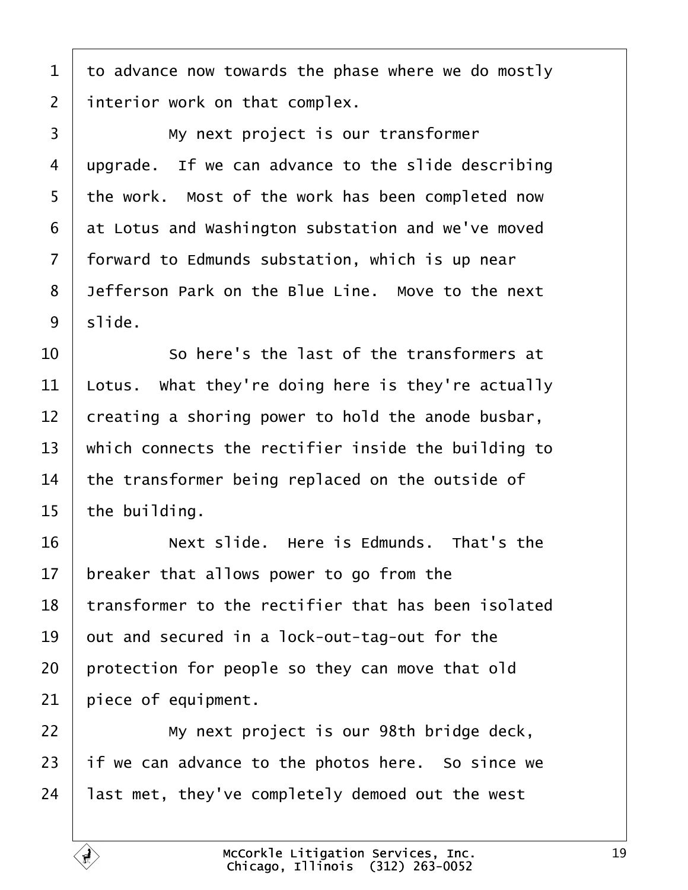to advance now towards the phase where we do mostly interior work on that complex.

My next project is our transformer upgrade. If we can advance to the slide describing the work. Most of the work has been completed now at Lotus and Washington substation and we've moved forward to Edmunds substation, which is up near Jefferson Park on the Blue Line. Move to the next slide.

So here's the last of the transformers at Lotus. What they're doing here is they're actually creating a shoring power to hold the anode busbar, which connects the rectifier inside the building to the transformer being replaced on the outside of the building.

Next slide. Here is Edmunds. That's the breaker that allows power to go from the transformer to the rectifier that has been isolated out and secured in a lock-out-tag-out for the protection for people so they can move that old piece of equipment.

My next project is our 98th bridge deck, if we can advance to the photos here. So since we last met, they've completely demoed out the west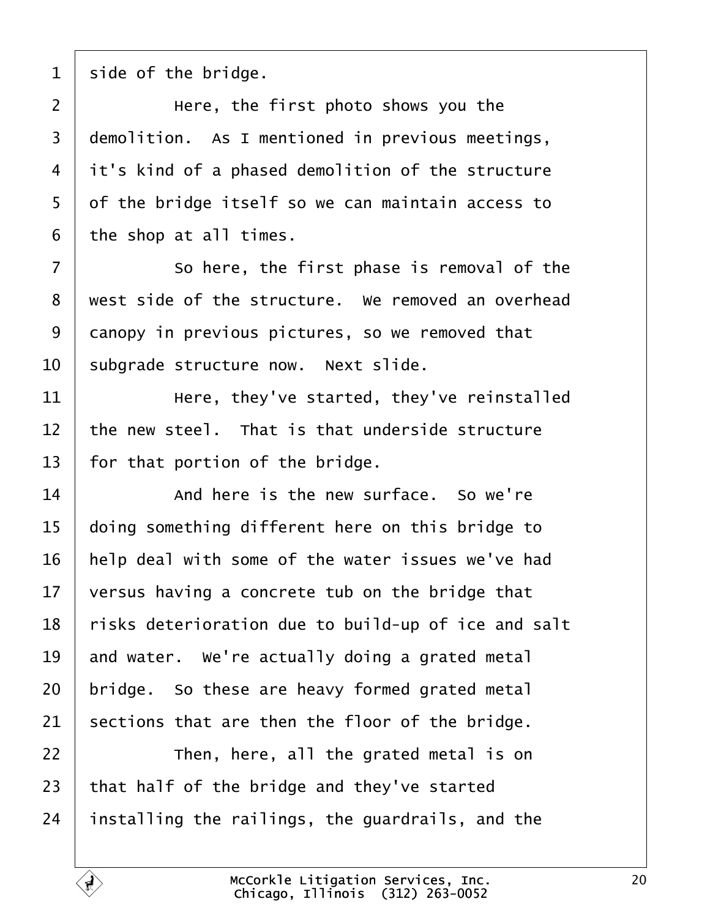side of the bridge.

Here, the first photo shows you the demolition. As I mentioned in previous meetings, it's kind of a phased demolition of the structure of the bridge itself so we can maintain access to the shop at all times.

So here, the first phase is removal of the west side of the structure. We removed an overhead canopy in previous pictures, so we removed that subgrade structure now. Next slide.

Here, they've started, they've reinstalled the new steel. That is that underside structure for that portion of the bridge.

And here is the new surface. So we're doing something different here on this bridge to help deal with some of the water issues we've had versus having a concrete tub on the bridge that risks deterioration due to build-up of ice and salt and water. We're actually doing a grated metal bridge. So these are heavy formed grated metal sections that are then the floor of the bridge.

Then, here, all the grated metal is on that half of the bridge and they've started installing the railings, the guardrails, and the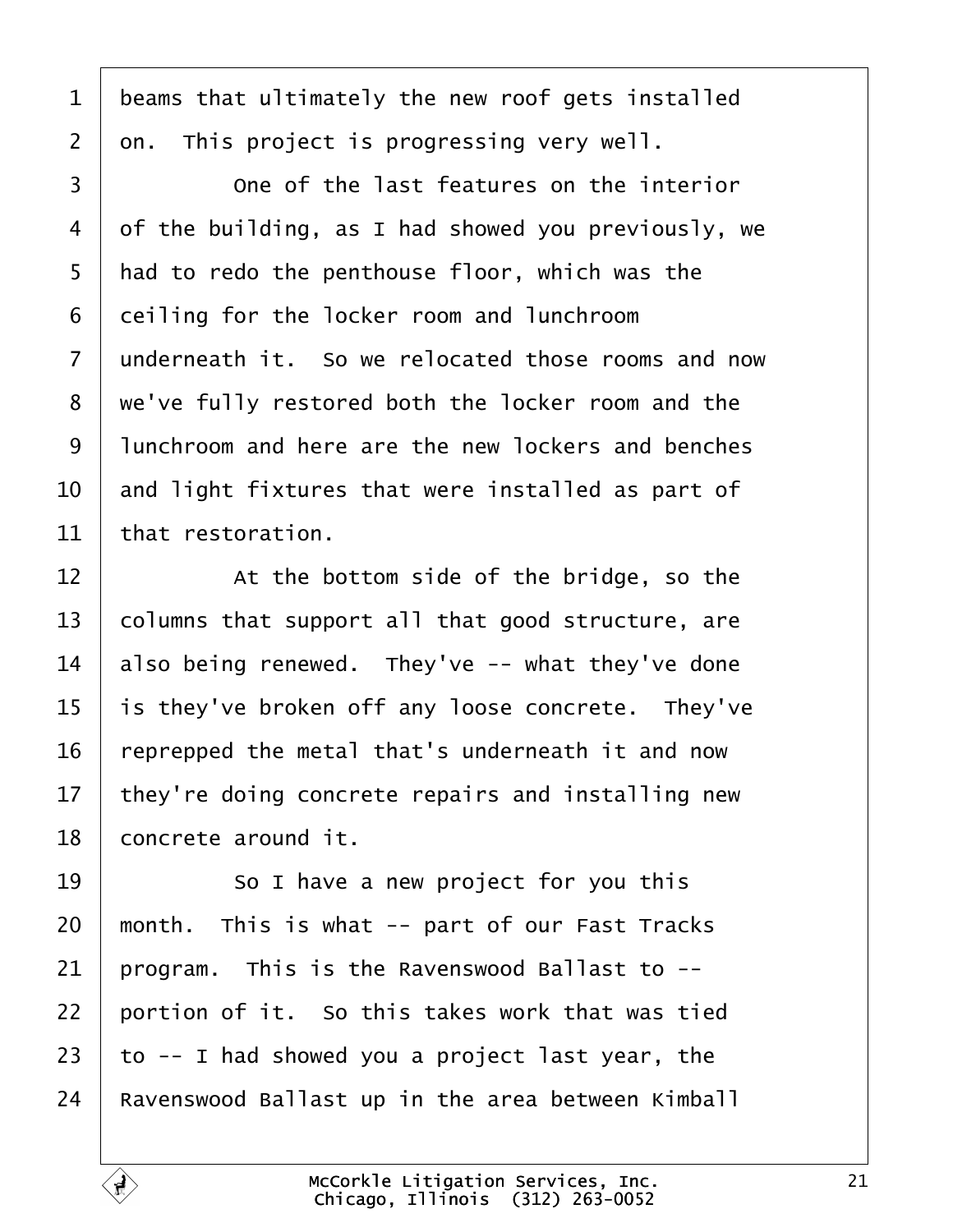beams that ultimately the new roof gets installed on. This project is progressing very well.

One of the last features on the interior of the building, as I had showed you previously, we had to redo the penthouse floor, which was the ceiling for the locker room and lunchroom underneath it. So we relocated those rooms and now we've fully restored both the locker room and the lunchroom and here are the new lockers and benches and light fixtures that were installed as part of that restoration.

At the bottom side of the bridge, so the columns that support all that good structure, are also being renewed. They've -- what they've done is they've broken off any loose concrete. They've reprepped the metal that's underneath it and now they're doing concrete repairs and installing new concrete around it.

So I have a new project for you this month. This is what -- part of our Fast Tracks program. This is the Ravenswood Ballast to -- portion of it. So this takes work that was tied to -- I had showed you a project last year, the Ravenswood Ballast up in the area between Kimball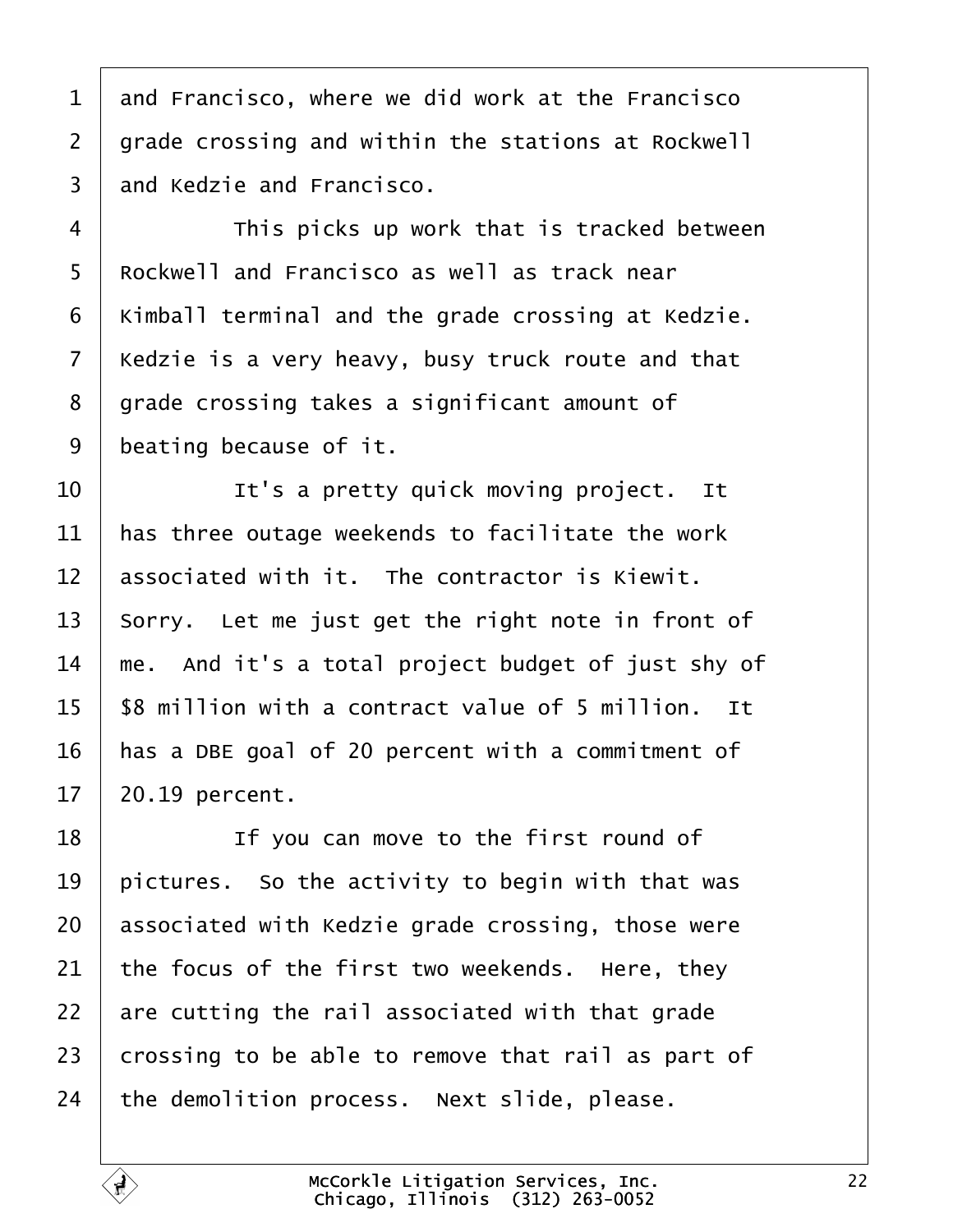and Francisco, where we did work at the Francisco grade crossing and within the stations at Rockwell and Kedzie and Francisco.

This picks up work that is tracked between Rockwell and Francisco as well as track near Kimball terminal and the grade crossing at Kedzie. Kedzie is a very heavy, busy truck route and that grade crossing takes a significant amount of beating because of it.

It's a pretty quick moving project. It has three outage weekends to facilitate the work associated with it. The contractor is Kiewit. Sorry. Let me just get the right note in front of me. And it's a total project budget of just shy of $8 million with a contract value of 5 million. It has a DBE goal of 20 percent with a commitment of 20.19 percent.

If you can move to the first round of pictures. So the activity to begin with that was associated with Kedzie grade crossing, those were the focus of the first two weekends. Here, they are cutting the rail associated with that grade crossing to be able to remove that rail as part of the demolition process. Next slide, please.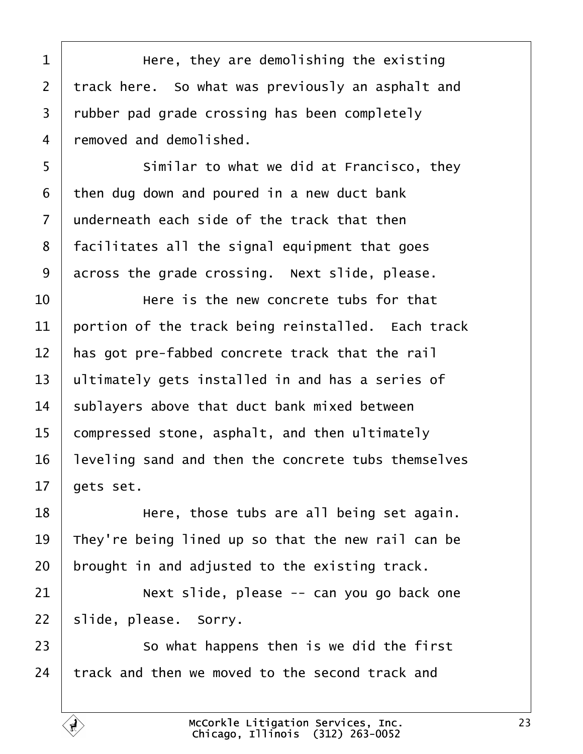Here, they are demolishing the existing track here. So what was previously an asphalt and rubber pad grade crossing has been completely removed and demolished.

Similar to what we did at Francisco, they then dug down and poured in a new duct bank underneath each side of the track that then facilitates all the signal equipment that goes across the grade crossing. Next slide, please.

Here is the new concrete tubs for that portion of the track being reinstalled. Each track has got pre-fabbed concrete track that the rail ultimately gets installed in and has a series of sublayers above that duct bank mixed between compressed stone, asphalt, and then ultimately leveling sand and then the concrete tubs themselves gets set.

Here, those tubs are all being set again. They're being lined up so that the new rail can be brought in and adjusted to the existing track.

Next slide, please -- can you go back one slide, please. Sorry.

So what happens then is we did the first track and then we moved to the second track and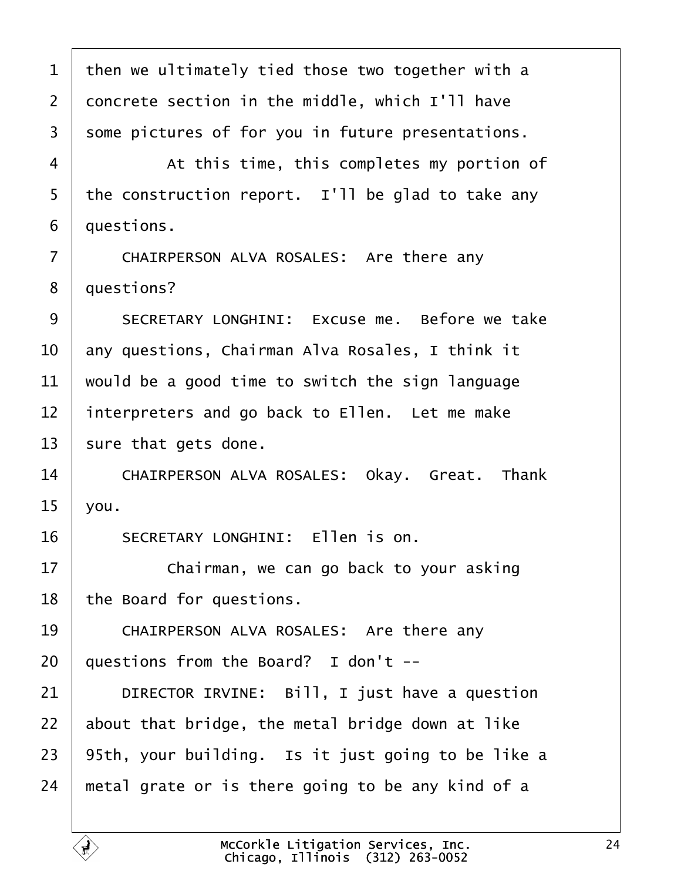then we ultimately tied those two together with a concrete section in the middle, which I'll have some pictures of for you in future presentations.

At this time, this completes my portion of the construction report. I'll be glad to take any questions.

CHAIRPERSON ALVA ROSALES: Are there any questions?

SECRETARY LONGHINI: Excuse me. Before we take any questions, Chairman Alva Rosales, I think it would be a good time to switch the sign language interpreters and go back to Ellen. Let me make sure that gets done.

CHAIRPERSON ALVA ROSALES: Okay. Great. Thank you.

SECRETARY LONGHINI: Ellen is on.

Chairman, we can go back to your asking the Board for questions.

CHAIRPERSON ALVA ROSALES: Are there any questions from the Board? I don't --

DIRECTOR IRVINE: Bill, I just have a question about that bridge, the metal bridge down at like 95th, your building. Is it just going to be like a metal grate or is there going to be any kind of a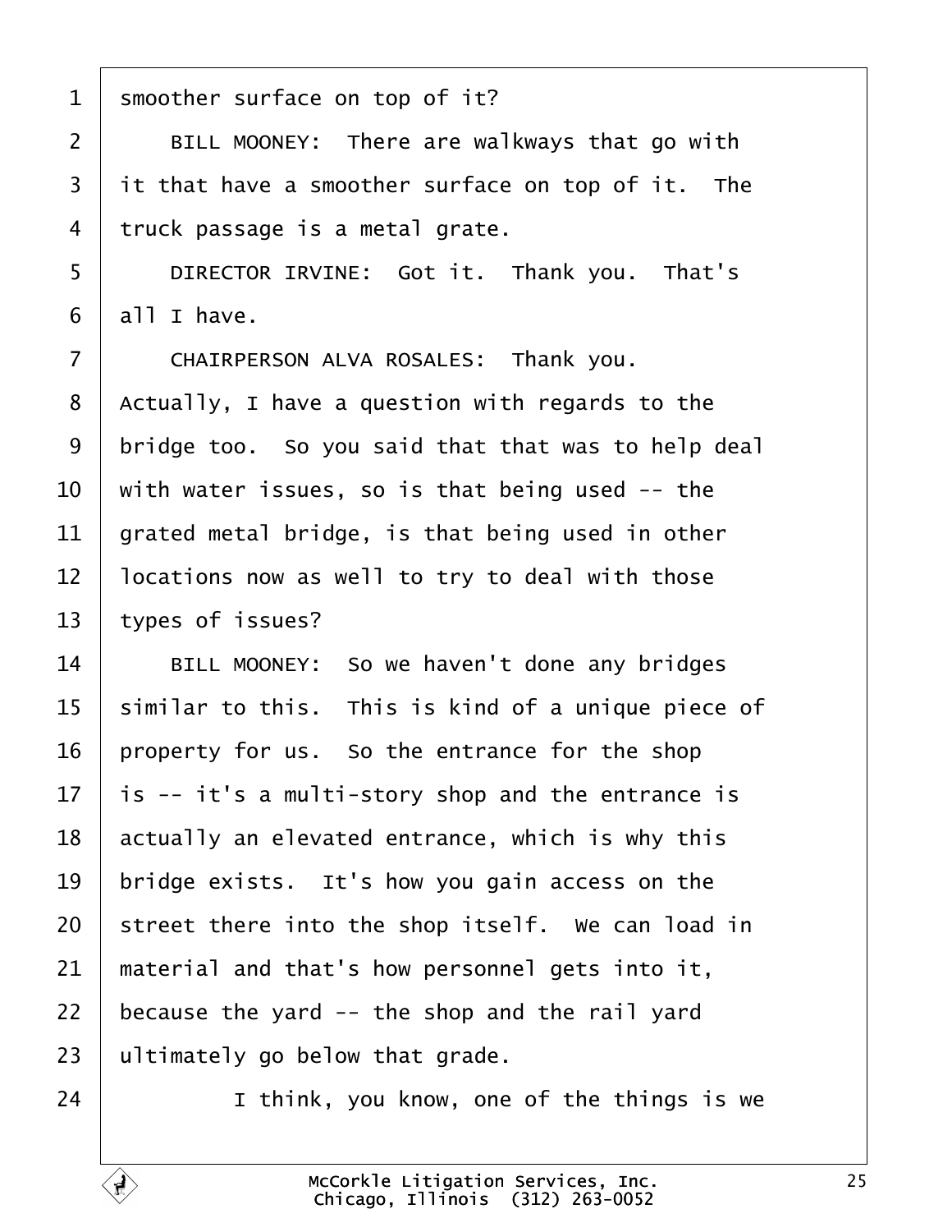smoother surface on top of it?

BILL MOONEY: There are walkways that go with it that have a smoother surface on top of it. The truck passage is a metal grate.

DIRECTOR IRVINE: Got it. Thank you. That's all I have.

CHAIRPERSON ALVA ROSALES: Thank you. Actually, I have a question with regards to the bridge too. So you said that that was to help deal with water issues, so is that being used -- the grated metal bridge, is that being used in other locations now as well to try to deal with those types of issues?

BILL MOONEY: So we haven't done any bridges similar to this. This is kind of a unique piece of property for us. So the entrance for the shop is -- it's a multi-story shop and the entrance is actually an elevated entrance, which is why this bridge exists. It's how you gain access on the street there into the shop itself. We can load in material and that's how personnel gets into it, because the yard -- the shop and the rail yard ultimately go below that grade.

I think, you know, one of the things is we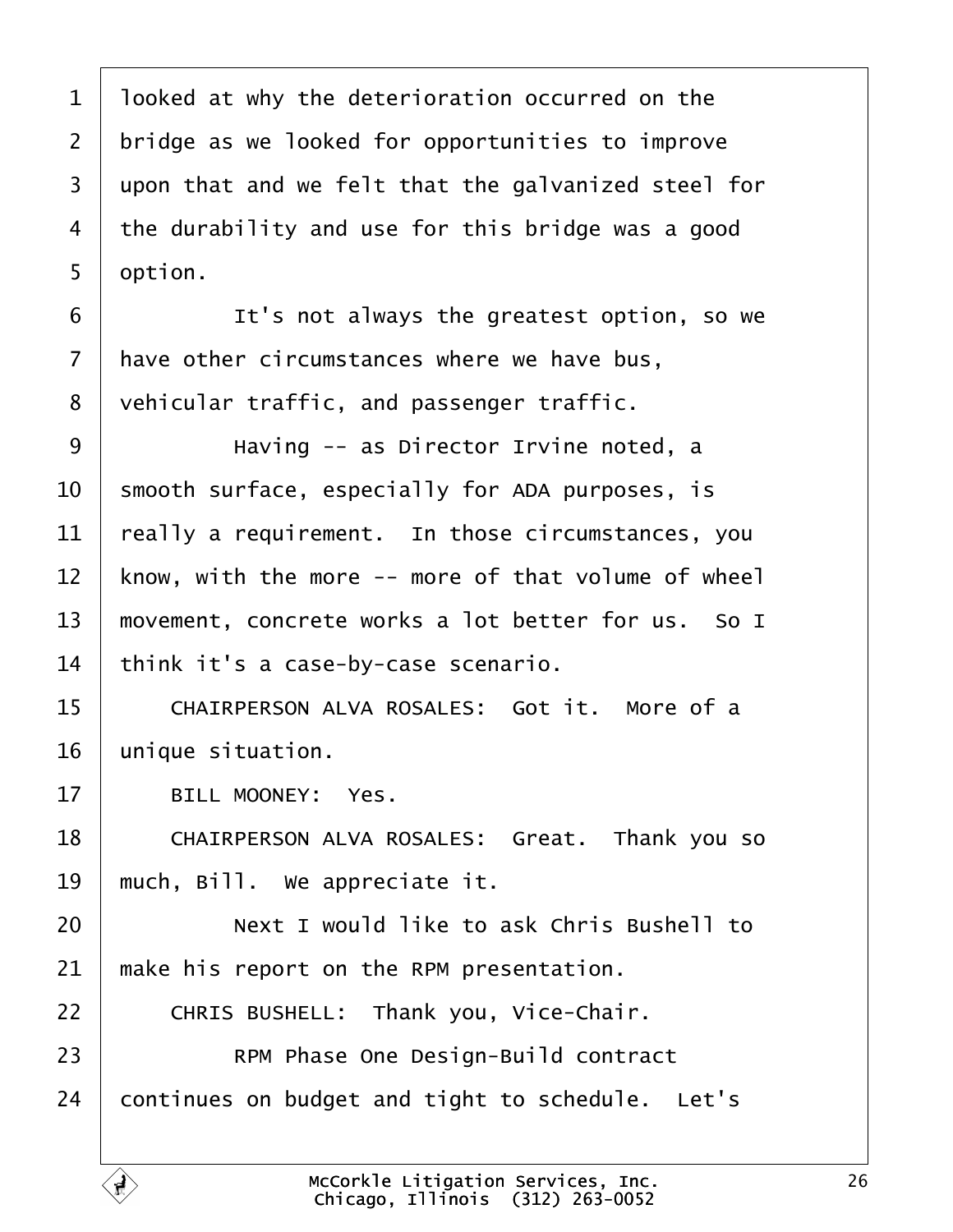looked at why the deterioration occurred on the bridge as we looked for opportunities to improve upon that and we felt that the galvanized steel for the durability and use for this bridge was a good option.

It's not always the greatest option, so we have other circumstances where we have bus, vehicular traffic, and passenger traffic.

Having -- as Director Irvine noted, a smooth surface, especially for ADA purposes, is really a requirement. In those circumstances, you know, with the more -- more of that volume of wheel movement, concrete works a lot better for us. So I think it's a case-by-case scenario.

CHAIRPERSON ALVA ROSALES: Got it. More of a unique situation.

BILL MOONEY: Yes.

CHAIRPERSON ALVA ROSALES: Great. Thank you so much, Bill. We appreciate it.

Next I would like to ask Chris Bushell to make his report on the RPM presentation.

CHRIS BUSHELL: Thank you, Vice-Chair.

RPM Phase One Design-Build contract continues on budget and tight to schedule. Let's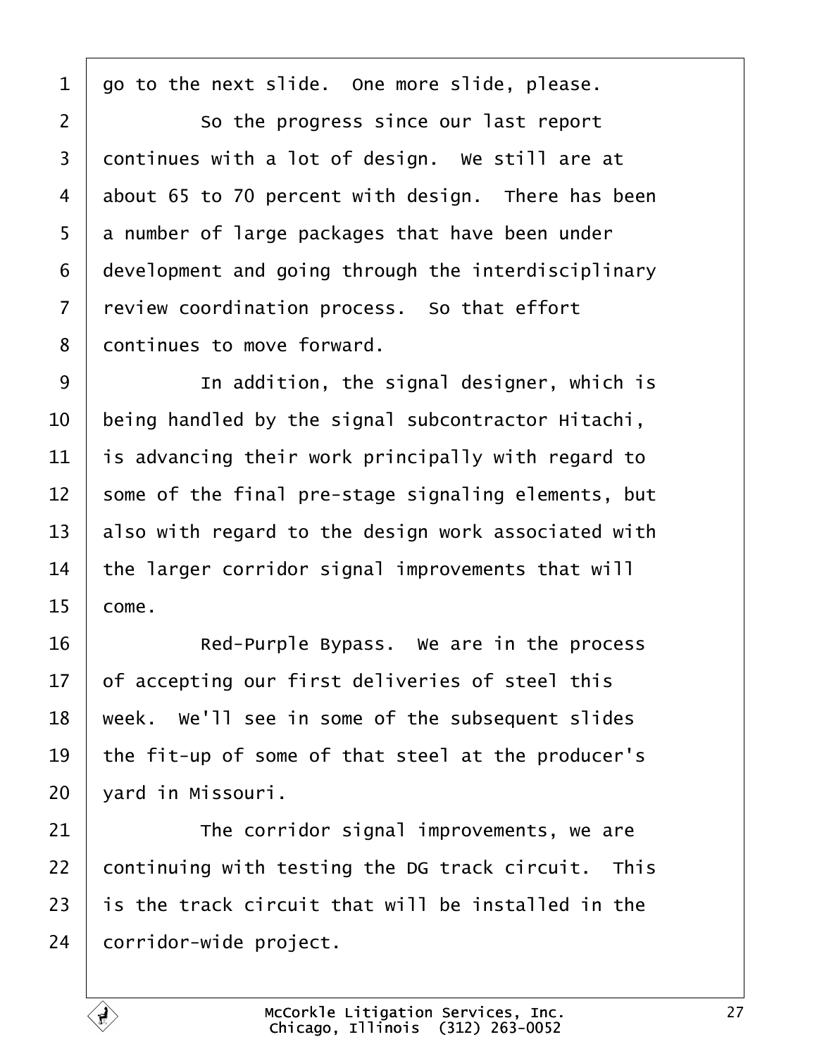go to the next slide. One more slide, please.

So the progress since our last report continues with a lot of design. We still are at about 65 to 70 percent with design. There has been a number of large packages that have been under development and going through the interdisciplinary review coordination process. So that effort continues to move forward.

In addition, the signal designer, which is being handled by the signal subcontractor Hitachi, is advancing their work principally with regard to some of the final pre-stage signaling elements, but also with regard to the design work associated with the larger corridor signal improvements that will come.

Red-Purple Bypass. We are in the process of accepting our first deliveries of steel this week. We'll see in some of the subsequent slides the fit-up of some of that steel at the producer's yard in Missouri.

The corridor signal improvements, we are continuing with testing the DG track circuit. This is the track circuit that will be installed in the corridor-wide project.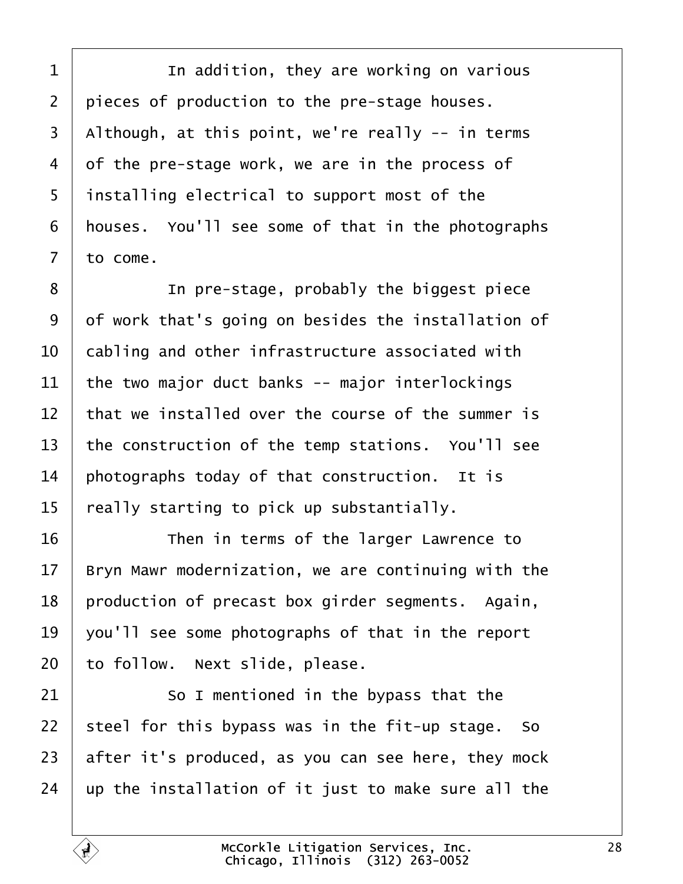In addition, they are working on various pieces of production to the pre-stage houses. Although, at this point, we're really -- in terms of the pre-stage work, we are in the process of installing electrical to support most of the houses. You'll see some of that in the photographs to come.

In pre-stage, probably the biggest piece of work that's going on besides the installation of cabling and other infrastructure associated with the two major duct banks -- major interlockings that we installed over the course of the summer is the construction of the temp stations. You'll see photographs today of that construction. It is really starting to pick up substantially.

Then in terms of the larger Lawrence to Bryn Mawr modernization, we are continuing with the production of precast box girder segments. Again, you'll see some photographs of that in the report to follow. Next slide, please.

So I mentioned in the bypass that the steel for this bypass was in the fit-up stage. So after it's produced, as you can see here, they mock up the installation of it just to make sure all the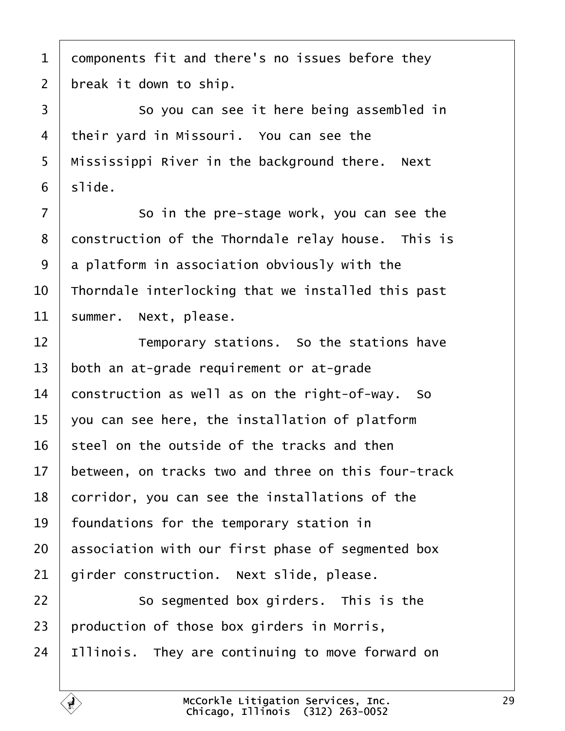components fit and there's no issues before they break it down to ship.

So you can see it here being assembled in their yard in Missouri. You can see the Mississippi River in the background there. Next slide.

So in the pre-stage work, you can see the construction of the Thorndale relay house. This is a platform in association obviously with the Thorndale interlocking that we installed this past summer. Next, please.

Temporary stations. So the stations have both an at-grade requirement or at-grade construction as well as on the right-of-way. So you can see here, the installation of platform steel on the outside of the tracks and then between, on tracks two and three on this four-track corridor, you can see the installations of the foundations for the temporary station in association with our first phase of segmented box girder construction. Next slide, please.

So segmented box girders. This is the production of those box girders in Morris, Illinois. They are continuing to move forward on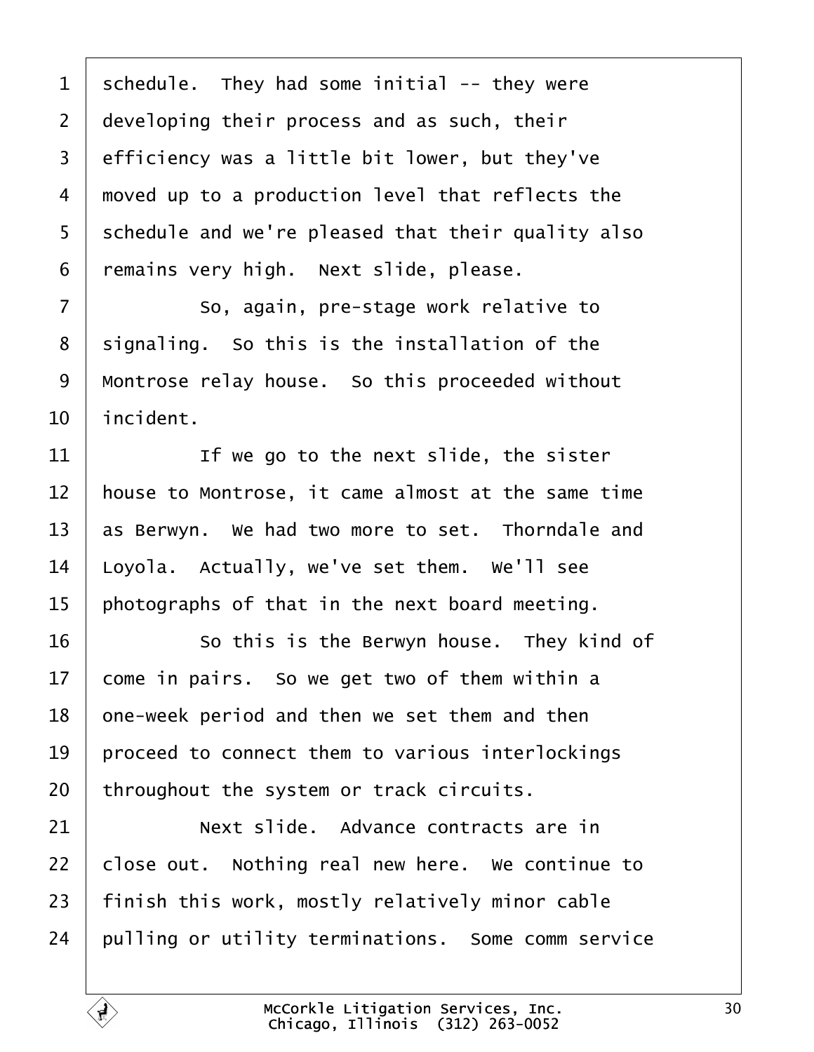schedule. They had some initial -- they were developing their process and as such, their efficiency was a little bit lower, but they've moved up to a production level that reflects the schedule and we're pleased that their quality also remains very high. Next slide, please.

So, again, pre-stage work relative to signaling. So this is the installation of the Montrose relay house. So this proceeded without incident.

If we go to the next slide, the sister house to Montrose, it came almost at the same time as Berwyn. We had two more to set. Thorndale and Loyola. Actually, we've set them. We'll see photographs of that in the next board meeting.

So this is the Berwyn house. They kind of come in pairs. So we get two of them within a one-week period and then we set them and then proceed to connect them to various interlockings throughout the system or track circuits.

Next slide. Advance contracts are in close out. Nothing real new here. We continue to finish this work, mostly relatively minor cable pulling or utility terminations. Some comm service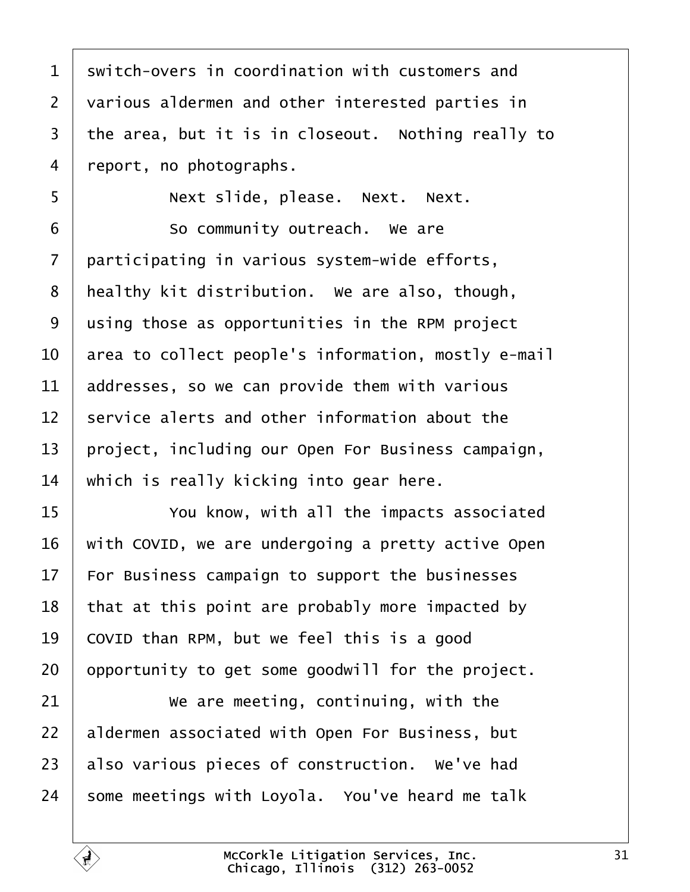switch-overs in coordination with customers and various aldermen and other interested parties in the area, but it is in closeout. Nothing really to report, no photographs.

Next slide, please. Next. Next.

So community outreach. We are participating in various system-wide efforts, healthy kit distribution. We are also, though, using those as opportunities in the RPM project area to collect people's information, mostly e-mail addresses, so we can provide them with various service alerts and other information about the project, including our Open For Business campaign, which is really kicking into gear here.

You know, with all the impacts associated with COVID, we are undergoing a pretty active Open For Business campaign to support the businesses that at this point are probably more impacted by COVID than RPM, but we feel this is a good opportunity to get some goodwill for the project.

We are meeting, continuing, with the aldermen associated with Open For Business, but also various pieces of construction. We've had some meetings with Loyola. You've heard me talk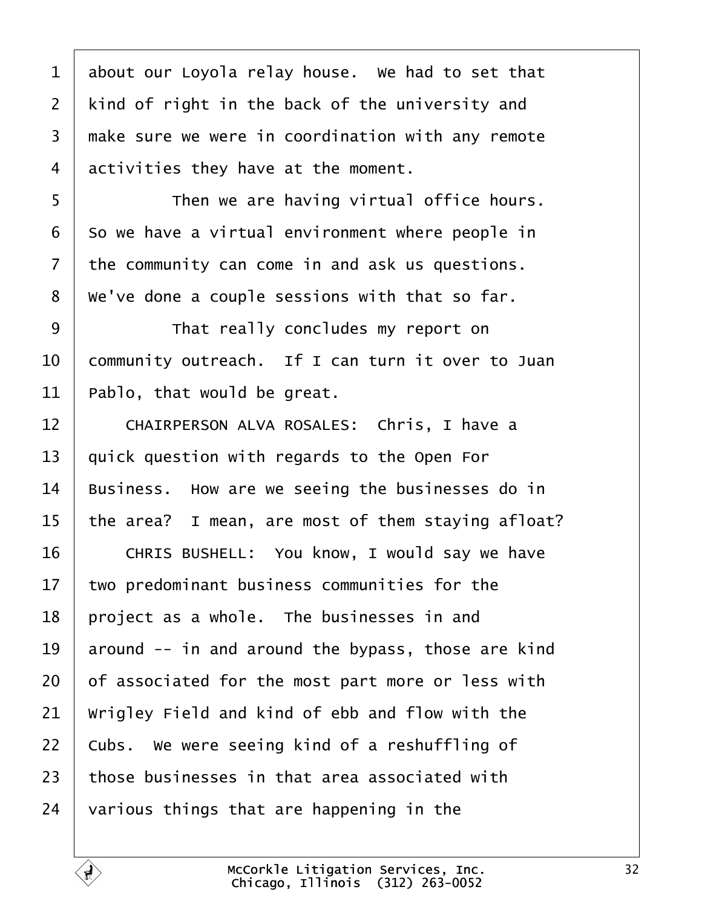about our Loyola relay house. We had to set that kind of right in the back of the university and make sure we were in coordination with any remote activities they have at the moment.

Then we are having virtual office hours. So we have a virtual environment where people in the community can come in and ask us questions. We've done a couple sessions with that so far.

That really concludes my report on community outreach. If I can turn it over to Juan Pablo, that would be great.

CHAIRPERSON ALVA ROSALES: Chris, I have a quick question with regards to the Open For Business. How are we seeing the businesses do in the area? I mean, are most of them staying afloat?

CHRIS BUSHELL: You know, I would say we have two predominant business communities for the project as a whole. The businesses in and around -- in and around the bypass, those are kind of associated for the most part more or less with Wrigley Field and kind of ebb and flow with the Cubs. We were seeing kind of a reshuffling of those businesses in that area associated with various things that are happening in the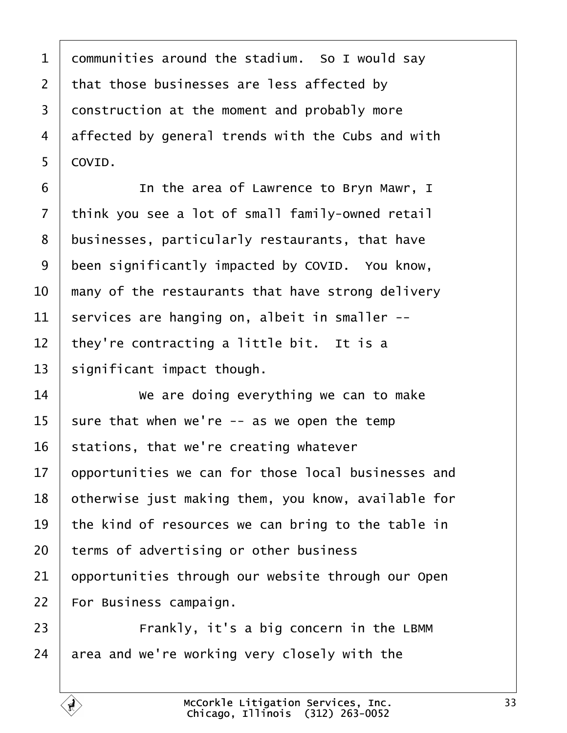communities around the stadium. So I would say that those businesses are less affected by construction at the moment and probably more affected by general trends with the Cubs and with COVID.

In the area of Lawrence to Bryn Mawr, I think you see a lot of small family-owned retail businesses, particularly restaurants, that have been significantly impacted by COVID. You know, many of the restaurants that have strong delivery services are hanging on, albeit in smaller -- they're contracting a little bit. It is a significant impact though.

We are doing everything we can to make sure that when we're -- as we open the temp stations, that we're creating whatever opportunities we can for those local businesses and otherwise just making them, you know, available for the kind of resources we can bring to the table in terms of advertising or other business opportunities through our website through our Open For Business campaign.

Frankly, it's a big concern in the LBMM area and we're working very closely with the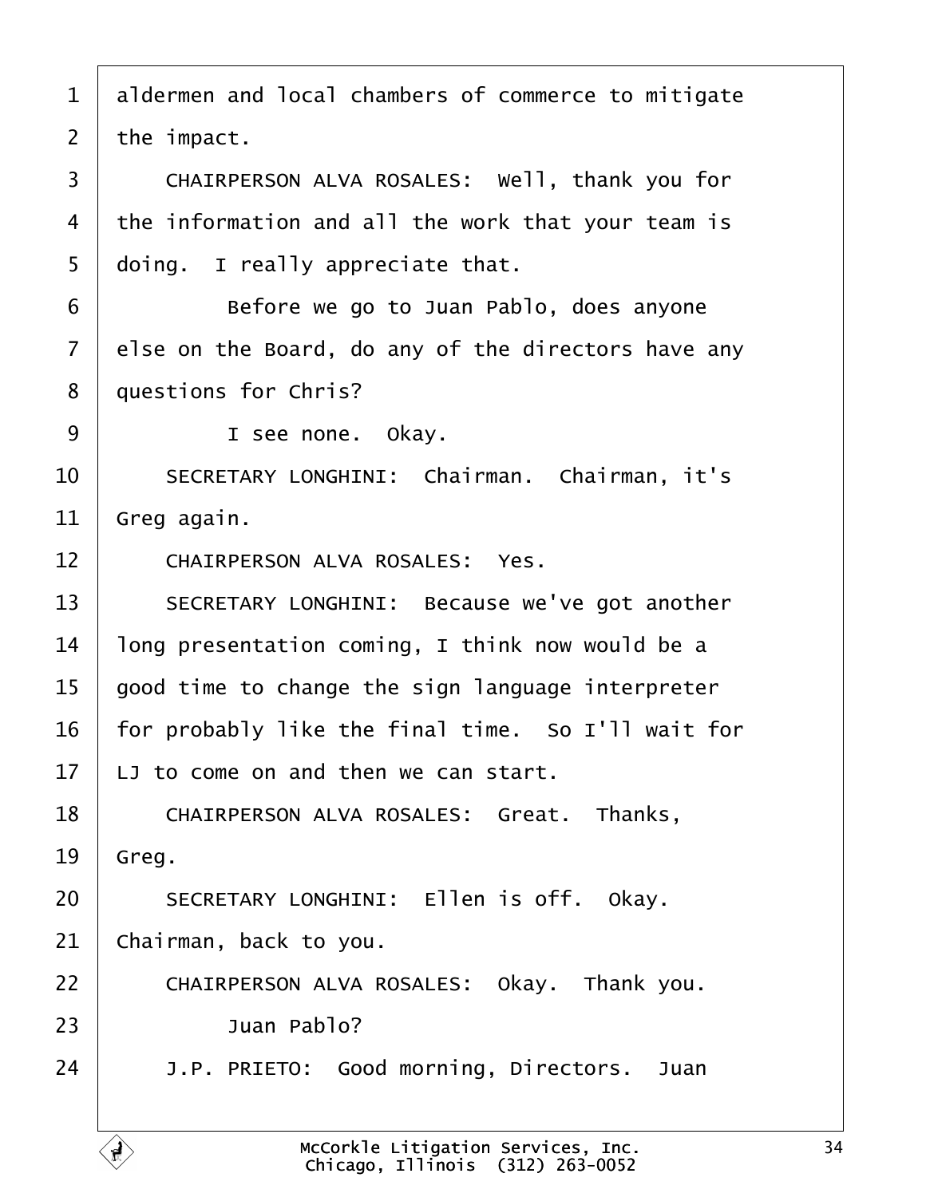aldermen and local chambers of commerce to mitigate the impact.

CHAIRPERSON ALVA ROSALES: Well, thank you for the information and all the work that your team is doing. I really appreciate that.

Before we go to Juan Pablo, does anyone else on the Board, do any of the directors have any questions for Chris?

I see none. Okay.

SECRETARY LONGHINI: Chairman. Chairman, it's Greg again.

CHAIRPERSON ALVA ROSALES: Yes.

SECRETARY LONGHINI: Because we've got another long presentation coming, I think now would be a good time to change the sign language interpreter for probably like the final time. So I'll wait for LJ to come on and then we can start.

CHAIRPERSON ALVA ROSALES: Great. Thanks, Greg.

SECRETARY LONGHINI: Ellen is off. Okay. Chairman, back to you.

CHAIRPERSON ALVA ROSALES: Okay. Thank you.

Juan Pablo?

J.P. PRIETO: Good morning, Directors. Juan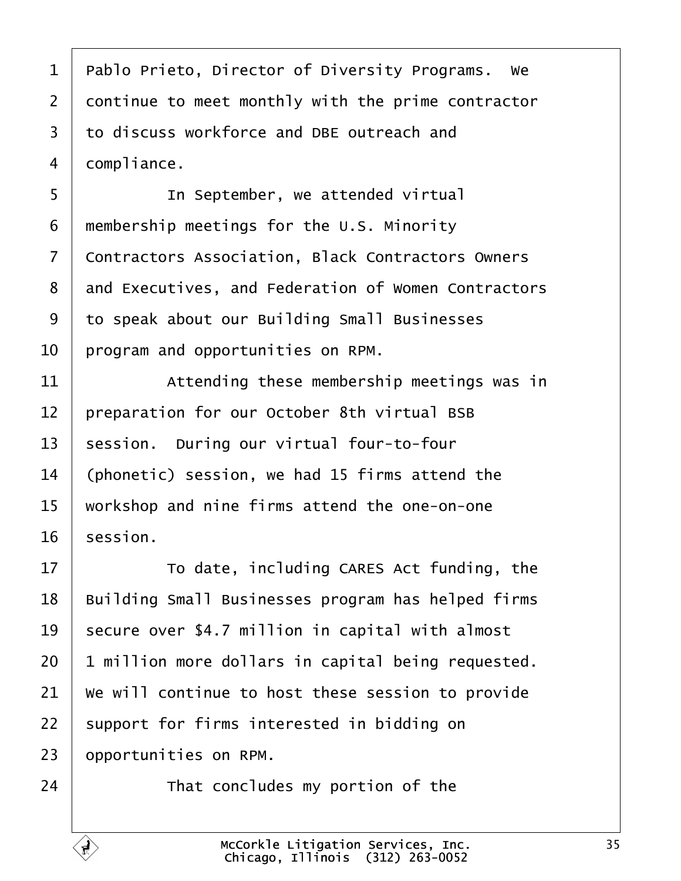Pablo Prieto, Director of Diversity Programs. We continue to meet monthly with the prime contractor to discuss workforce and DBE outreach and compliance.

In September, we attended virtual membership meetings for the U.S. Minority Contractors Association, Black Contractors Owners and Executives, and Federation of Women Contractors to speak about our Building Small Businesses program and opportunities on RPM.

Attending these membership meetings was in preparation for our October 8th virtual BSB session. During our virtual four-to-four (phonetic) session, we had 15 firms attend the workshop and nine firms attend the one-on-one session.

To date, including CARES Act funding, the Building Small Businesses program has helped firms secure over $4.7 million in capital with almost 1 million more dollars in capital being requested. We will continue to host these session to provide support for firms interested in bidding on opportunities on RPM.

That concludes my portion of the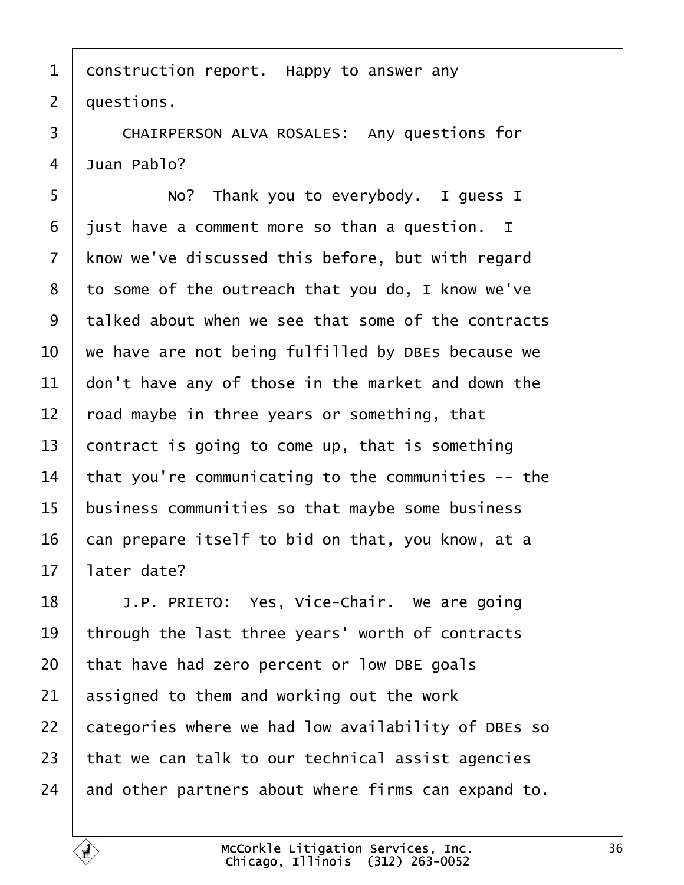1 construction report. Happy to answer any
2 questions.
3 CHAIRPERSON ALVA ROSALES: Any questions for
4 Juan Pablo?
5 No? Thank you to everybody. I guess I
6 just have a comment more so than a question. I
7 know we've discussed this before, but with regard
8 to some of the outreach that you do, I know we've
9 talked about when we see that some of the contracts
10 we have are not being fulfilled by DBEs because we
11 don't have any of those in the market and down the
12 road maybe in three years or something, that
13 contract is going to come up, that is something
14 that you're communicating to the communities -- the
15 business communities so that maybe some business
16 can prepare itself to bid on that, you know, at a
17 later date?
18 J.P. PRIETO: Yes, Vice-Chair. We are going
19 through the last three years' worth of contracts
20 that have had zero percent or low DBE goals
21 assigned to them and working out the work
22 categories where we had low availability of DBEs so
23 that we can talk to our technical assist agencies
24 and other partners about where firms can expand to.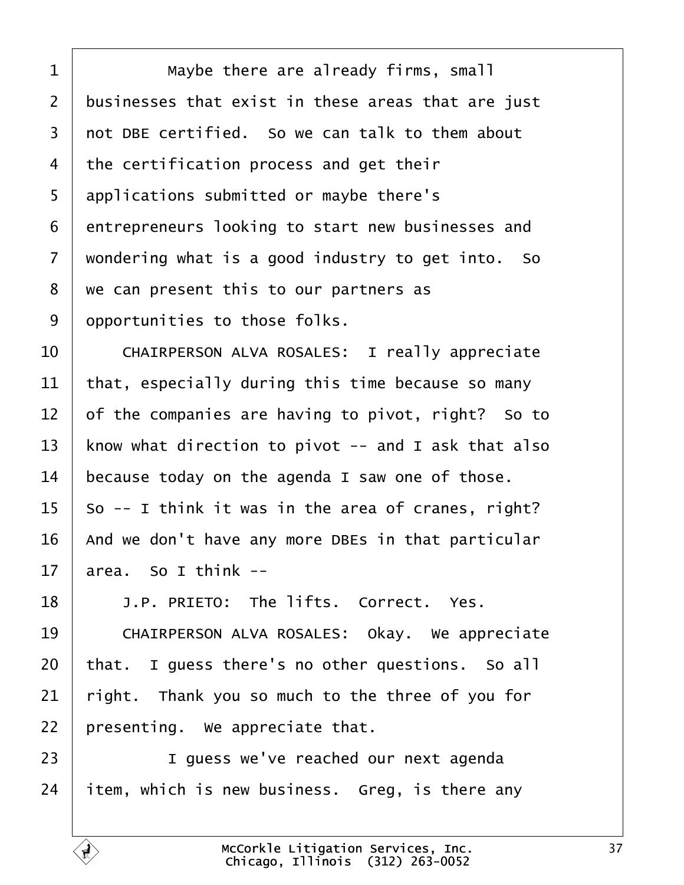Maybe there are already firms, small businesses that exist in these areas that are just not DBE certified. So we can talk to them about the certification process and get their applications submitted or maybe there's entrepreneurs looking to start new businesses and wondering what is a good industry to get into. So we can present this to our partners as opportunities to those folks.

CHAIRPERSON ALVA ROSALES: I really appreciate that, especially during this time because so many of the companies are having to pivot, right? So to know what direction to pivot -- and I ask that also because today on the agenda I saw one of those. So -- I think it was in the area of cranes, right? And we don't have any more DBEs in that particular area. So I think --

J.P. PRIETO: The lifts. Correct. Yes.

CHAIRPERSON ALVA ROSALES: Okay. We appreciate that. I guess there's no other questions. So all right. Thank you so much to the three of you for presenting. We appreciate that.

I guess we've reached our next agenda item, which is new business. Greg, is there any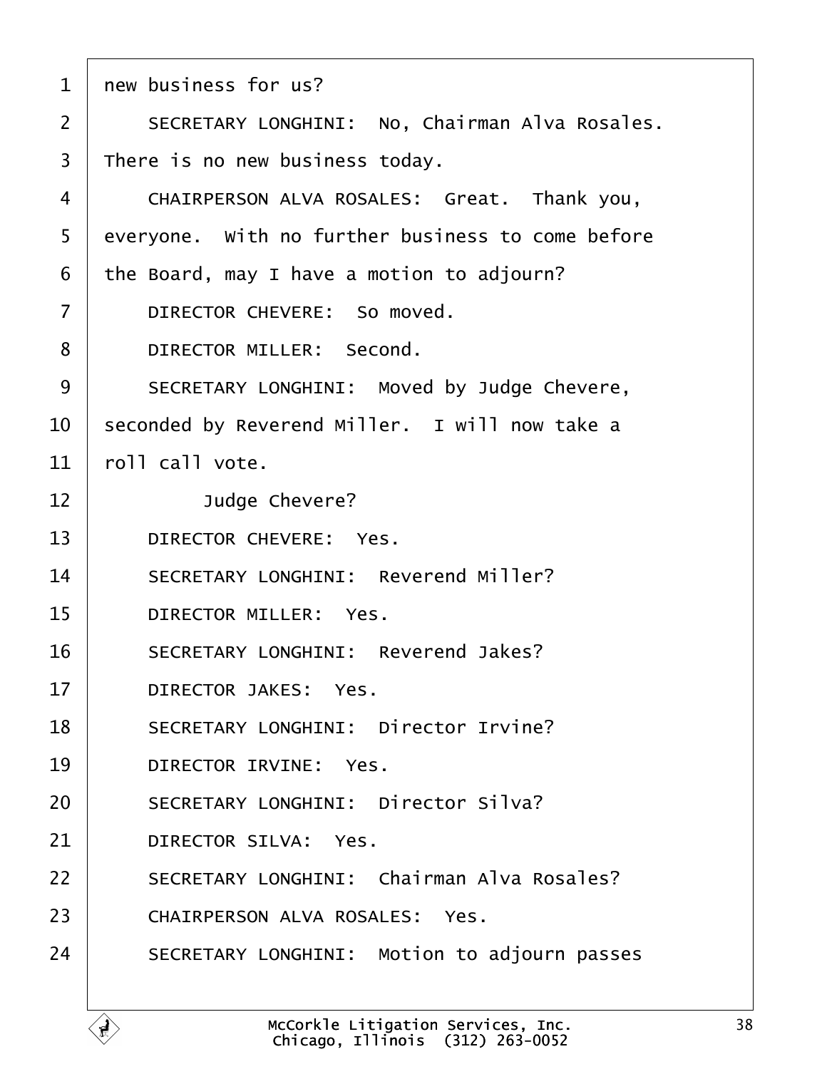new business for us?

SECRETARY LONGHINI: No, Chairman Alva Rosales. There is no new business today.

CHAIRPERSON ALVA ROSALES: Great. Thank you, everyone. With no further business to come before the Board, may I have a motion to adjourn?

DIRECTOR CHEVERE: So moved.

DIRECTOR MILLER: Second.

SECRETARY LONGHINI: Moved by Judge Chevere, seconded by Reverend Miller. I will now take a roll call vote.

Judge Chevere?

DIRECTOR CHEVERE: Yes.

SECRETARY LONGHINI: Reverend Miller?

DIRECTOR MILLER: Yes.

SECRETARY LONGHINI: Reverend Jakes?

DIRECTOR JAKES: Yes.

SECRETARY LONGHINI: Director Irvine?

DIRECTOR IRVINE: Yes.

SECRETARY LONGHINI: Director Silva?

DIRECTOR SILVA: Yes.

SECRETARY LONGHINI: Chairman Alva Rosales?

CHAIRPERSON ALVA ROSALES: Yes.

SECRETARY LONGHINI: Motion to adjourn passes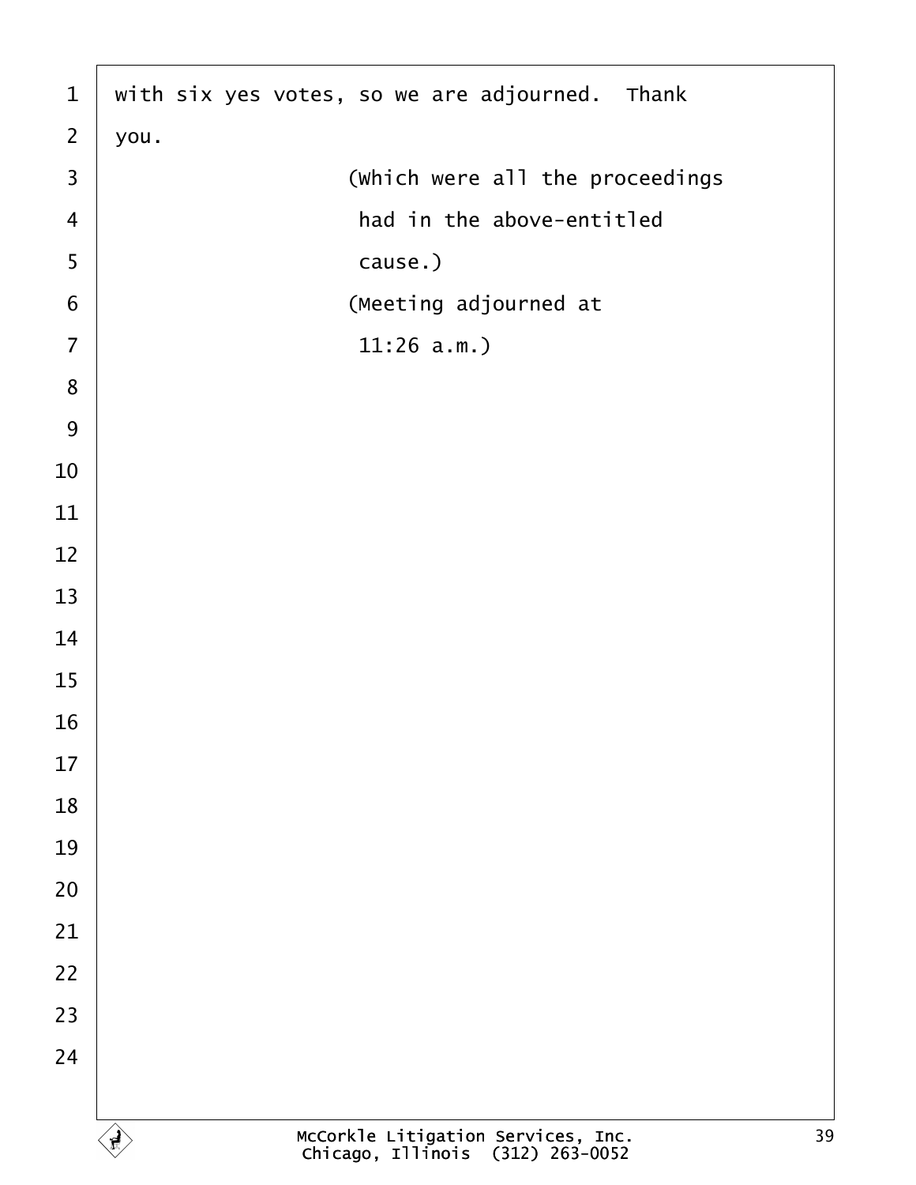with six yes votes, so we are adjourned. Thank you.

(Which were all the proceedings had in the above-entitled cause.)

(Meeting adjourned at 11:26 a.m.)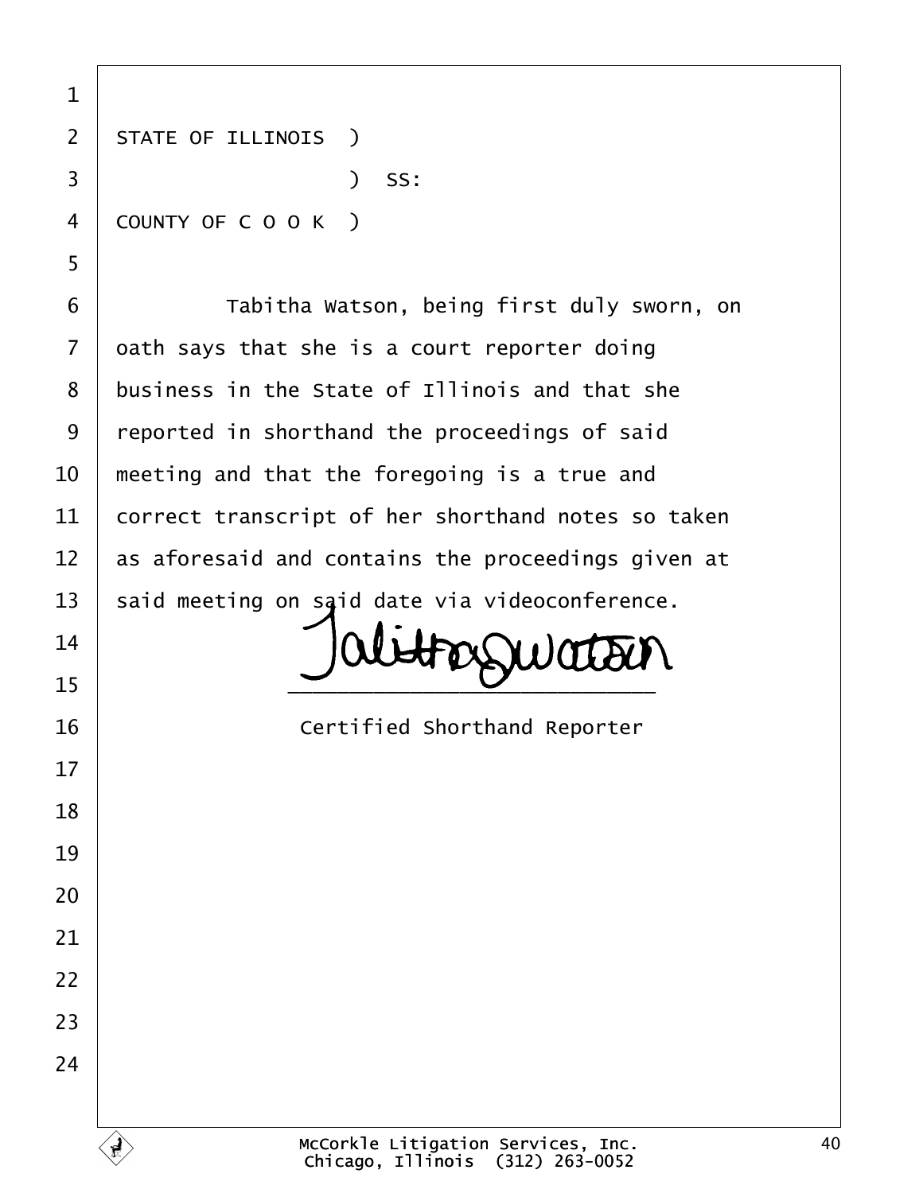STATE OF ILLINOIS )

) SS:

COUNTY OF C O O K )

Tabitha Watson, being first duly sworn, on oath says that she is a court reporter doing business in the State of Illinois and that she reported in shorthand the proceedings of said meeting and that the foregoing is a true and correct transcript of her shorthand notes so taken as aforesaid and contains the proceedings given at said meeting on said date via videoconference.

Tabitha Watson

\_\_\_\_\_\_\_\_\_\_\_\_\_\_\_\_\_\_\_\_\_\_\_\_\_\_\_\_\_

Certified Shorthand Reporter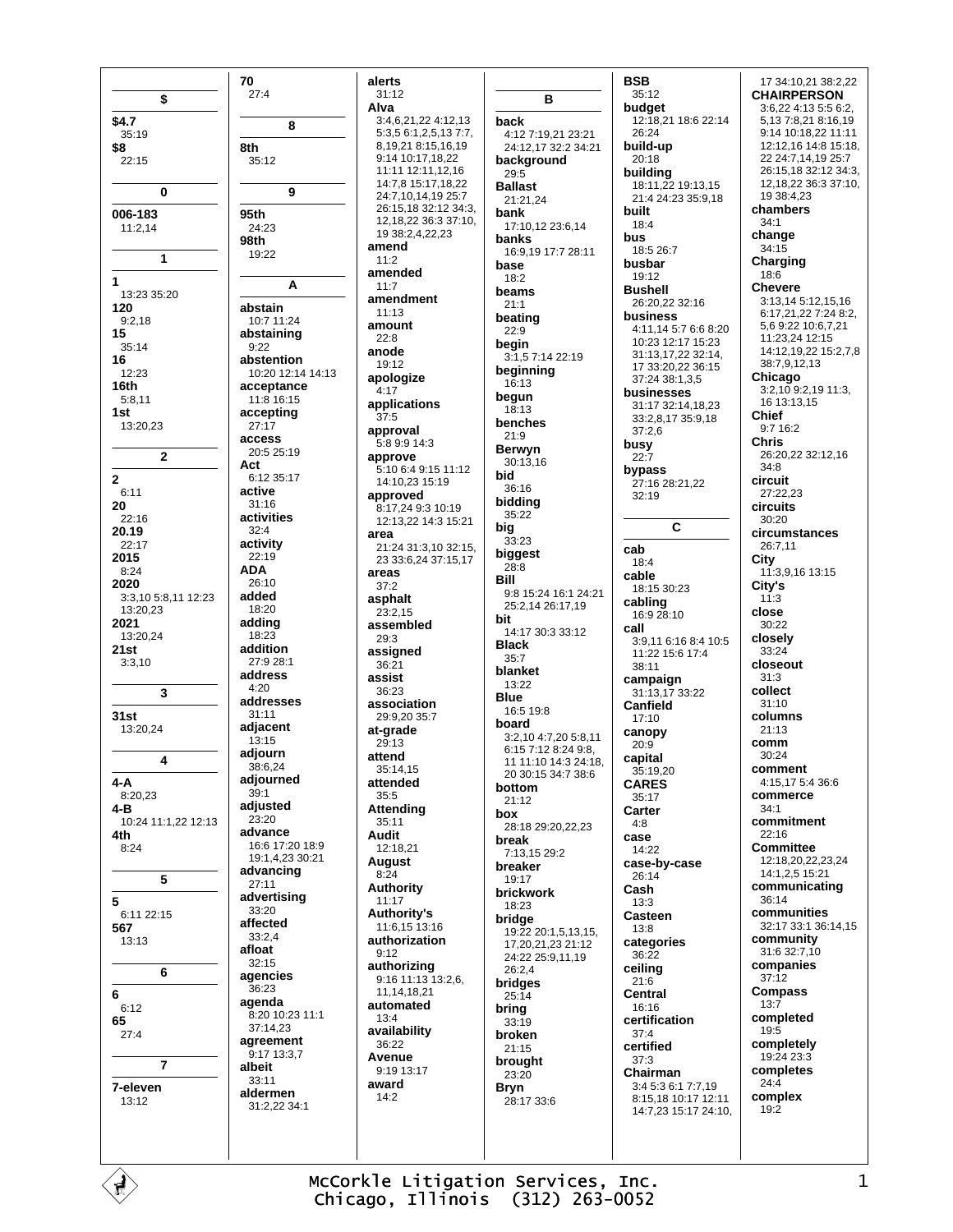**$**

**$4.7**
35:19

**$8**
22:15

**0**

**006-183**
11:2,14

**1**

**1**
13:23 35:20

**120**
9:2,18

**15**
35:14

**16**
12:23

**16th**
5:8,11

**1st**
13:20,23

**2**

**2**
6:11

**20**
22:16

**20.19**
22:17

**2015**
8:24

**2020**
3:3,10 5:8,11 12:23 13:20,23

**2021**
13:20,24

**21st**
3:3,10

**3**

**31st**
13:20,24

**4**

**4-A**
8:20,23

**4-B**
10:24 11:1,22 12:13

**4th**
8:24

**5**

**5**
6:11 22:15

**567**
13:13

**6**

**6**
6:12

**65**
27:4

**7**

**7-eleven**
13:12

**70**
27:4

**8**

**8th**
35:12

**9**

**95th**
24:23

**98th**
19:22

**A**

**abstain**
10:7 11:24

**abstaining**
9:22

**abstention**
10:20 12:14 14:13

**acceptance**
11:8 16:15

**accepting**
27:17

**access**
20:5 25:19

**Act**
6:12 35:17

**active**
31:16

**activities**
32:4

**activity**
22:19

**ADA**
26:10

**added**
18:20

**adding**
18:23

**addition**
27:9 28:1

**address**
4:20

**addresses**
31:11

**adjacent**
13:15

**adjourn**
38:6,24

**adjourned**
39:1

**adjusted**
23:20

**advance**
16:6 17:20 18:9 19:1,4,23 30:21

**advancing**
27:11

**advertising**
33:20

**affected**
33:2,4

**afloat**
32:15

**agencies**
36:23

**agenda**
8:20 10:23 11:1 37:14,23

**agreement**
9:17 13:3,7

**albeit**
33:11

**aldermen**
31:2,22 34:1

**alerts**
31:12

**Alva**
3:4,6,21,22 4:12,13 5:3,5 6:1,2,5,13 7:7, 8,19,21 8:15,16,19 9:14 10:17,18,22 11:11 12:11,12,16 14:7,8 15:17,18,22 24:7,10,14,19 25:7 26:15,18 32:12 34:3, 12,18,22 36:3 37:10, 19 38:2,4,22,23

**amend**
11:2

**amended**
11:7

**amendment**
11:13

**amount**
22:8

**anode**
19:12

**apologize**
4:17

**applications**
37:5

**approval**
5:8 9:9 14:3

**approve**
5:10 6:4 9:15 11:12 14:10,23 15:19

**approved**
8:17,24 9:3 10:19 12:13,22 14:3 15:21

**area**
21:24 31:3,10 32:15, 23 33:6,24 37:15,17

**areas**
37:2

**asphalt**
23:2,15

**assembled**
29:3

**assigned**
36:21

**assist**
36:23

**association**
29:9,20 35:7

**at-grade**
29:13

**attend**
35:14,15

**attended**
35:5

**Attending**
35:11

**Audit**
12:18,21

**August**
8:24

**Authority**
11:17

**Authority's**
11:6,15 13:16

**authorization**
9:12

**authorizing**
9:16 11:13 13:2,6, 11,14,18,21

**automated**
13:4

**availability**
36:22

**Avenue**
9:19 13:17

**award**
14:2

**B**

**back**
4:12 7:19,21 23:21 24:12,17 32:2 34:21

**background**
29:5

**Ballast**
21:21,24

**bank**
17:10,12 23:6,14

**banks**
16:9,19 17:7 28:11

**base**
18:2

**beams**
21:1

**beating**
22:9

**begin**
3:1,5 7:14 22:19

**beginning**
16:13

**begun**
18:13

**benches**
21:9

**Berwyn**
30:13,16

**bid**
36:16

**bidding**
35:22

**big**
33:23

**biggest**
28:8

**Bill**
9:8 15:24 16:1 24:21 25:2,14 26:17,19

**bit**
14:17 30:3 33:12

**Black**
35:7

**blanket**
13:22

**Blue**
16:5 19:8

**board**
3:2,10 4:7,20 5:8,11 6:15 7:12 8:24 9:8, 11 11:10 14:3 24:18, 20 30:15 34:7 38:6

**bottom**
21:12

**box**
28:18 29:20,22,23

**break**
7:13,15 29:2

**breaker**
19:17

**brickwork**
18:23

**bridge**
19:22 20:1,5,13,15, 17,20,21,23 21:12 24:22 25:9,11,19 26:2,4

**bridges**
25:14

**bring**
33:19

**broken**
21:15

**brought**
23:20

**Bryn**
28:17 33:6

**BSB**
35:12

**budget**
12:18,21 18:6 22:14 26:24

**build-up**
20:18

**building**
18:11,22 19:13,15 21:4 24:23 35:9,18

**built**
18:4

**bus**
18:5 26:7

**busbar**
19:12

**Bushell**
26:20,22 32:16

**business**
4:11,14 5:7 6:6 8:20 10:23 12:17 15:23 31:13,17,22 32:14, 17 33:20,22 36:15 37:24 38:1,3,5

**businesses**
31:17 32:14,18,23 33:2,8,17 35:9,18 37:2,6

**busy**
22:7

**bypass**
27:16 28:21,22 32:19

**C**

**cab**
18:4

**cable**
18:15 30:23

**cabling**
16:9 28:10

**call**
3:9,11 6:16 8:4 10:5 11:22 15:6 17:4 38:11

**campaign**
31:13,17 33:22

**Canfield**
17:10

**canopy**
20:9

**capital**
35:19,20

**CARES**
35:17

**Carter**
4:8

**case**
14:22

**case-by-case**
26:14

**Cash**
13:3

**Casteen**
13:8

**categories**
36:22

**ceiling**
21:6

**Central**
16:16

**certification**
37:4

**certified**
37:3

**Chairman**
3:4 5:3 6:1 7:7,19 8:15,18 10:17 12:11 14:7,23 15:17 24:10, 17 34:10,21 38:2,22

**CHAIRPERSON**
3:6,22 4:13 5:5 6:2, 5,13 7:8,21 8:16,19 9:14 10:18,22 11:11 12:12,16 14:8 15:18, 22 24:7,14,19 25:7 26:15,18 32:12 34:3, 12,18,22 36:3 37:10, 19 38:4,23

**chambers**
34:1

**change**
34:15

**Charging**
18:6

**Chevere**
3:13,14 5:12,15,16 6:17,21,22 7:24 8:2, 5,6 9:22 10:6,7,21 11:23,24 12:15 14:12,19,22 15:2,7,8 38:7,9,12,13

**Chicago**
3:2,10 9:2,19 11:3, 16 13:13,15

**Chief**
9:7 16:2

**Chris**
26:20,22 32:12,16 34:8

**circuit**
27:22,23

**circuits**
30:20

**circumstances**
26:7,11

**City**
11:3,9,16 13:15

**City's**
11:3

**close**
30:22

**closely**
33:24

**closeout**
31:3

**collect**
31:10

**columns**
21:13

**comm**
30:24

**comment**
4:15,17 5:4 36:6

**commerce**
34:1

**commitment**
22:16

**Committee**
12:18,20,22,23,24 14:1,2,5 15:21

**communicating**
36:14

**communities**
32:17 33:1 36:14,15

**community**
31:6 32:7,10

**companies**
37:12

**Compass**
13:7

**completed**
19:5

**completely**
19:24 23:3

**completes**
24:4

**complex**
19:2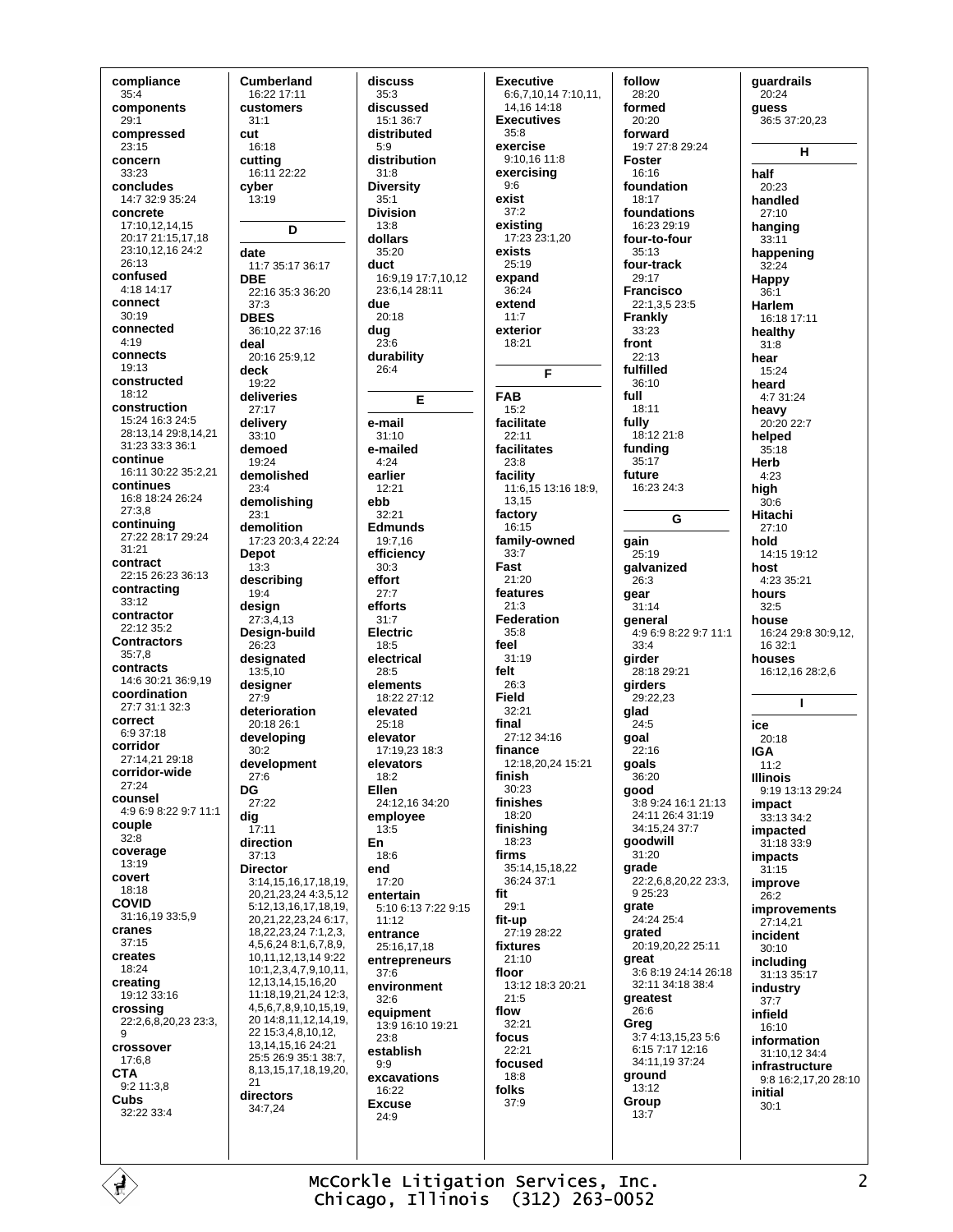**compliance**
35:4
**components**
29:1
**compressed**
23:15
**concern**
33:23
**concludes**
14:7 32:9 35:24
**concrete**
17:10,12,14,15 20:17 21:15,17,18 23:10,12,16 24:2 26:13
**confused**
4:18 14:17
**connect**
30:19
**connected**
4:19
**connects**
19:13
**constructed**
18:12
**construction**
15:24 16:3 24:5 28:13,14 29:8,14,21 31:23 33:3 36:1
**continue**
16:11 30:22 35:2,21
**continues**
16:8 18:24 26:24 27:3,8
**continuing**
27:22 28:17 29:24 31:21
**contract**
22:15 26:23 36:13
**contracting**
33:12
**contractor**
22:12 35:2
**Contractors**
35:7,8
**contracts**
14:6 30:21 36:9,19
**coordination**
27:7 31:1 32:3
**correct**
6:9 37:18
**corridor**
27:14,21 29:18
**corridor-wide**
27:24
**counsel**
4:9 6:9 8:22 9:7 11:1
**couple**
32:8
**coverage**
13:19
**covert**
18:18
**COVID**
31:16,19 33:5,9
**cranes**
37:15
**creates**
18:24
**creating**
19:12 33:16
**crossing**
22:2,6,8,20,23 23:3, 9
**crossover**
17:6,8
**CTA**
9:2 11:3,8
**Cubs**
32:22 33:4
**Cumberland**
16:22 17:11
**customers**
31:1
**cut**
16:18
**cutting**
16:11 22:22
**cyber**
13:19

## D

**date**
11:7 35:17 36:17
**DBE**
22:16 35:3 36:20 37:3
**DBES**
36:10,22 37:16
**deal**
20:16 25:9,12
**deck**
19:22
**deliveries**
27:17
**delivery**
33:10
**demoed**
19:24
**demolished**
23:4
**demolishing**
23:1
**demolition**
17:23 20:3,4 22:24
**Depot**
13:3
**describing**
19:4
**design**
27:3,4,13
**Design-build**
26:23
**designated**
13:5,10
**designer**
27:9
**deterioration**
20:18 26:1
**developing**
30:2
**development**
27:6
**DG**
27:22
**dig**
17:11
**direction**
37:13
**Director**
3:14,15,16,17,18,19, 20,21,23,24 4:3,5,12 5:12,13,16,17,18,19, 20,21,22,23,24 6:17, 18,22,23,24 7:1,2,3, 4,5,6,24 8:1,6,7,8,9, 10,11,12,13,14 9:22 10:1,2,3,4,7,9,10,11, 12,13,14,15,16,20 11:18,19,21,24 12:3, 4,5,6,7,8,9,10,15,19, 20 14:8,11,12,14,19, 22 15:3,4,8,10,12, 13,14,15,16 24:21 25:5 26:9 35:1 38:7, 8,13,15,17,18,19,20, 21
**directors**
34:7,24
**discuss**
35:3
**discussed**
15:1 36:7
**distributed**
5:9
**distribution**
31:8
**Diversity**
35:1
**Division**
13:8
**dollars**
35:20
**duct**
16:9,19 17:7,10,12 23:6,14 28:11
**due**
20:18
**dug**
23:6
**durability**
26:4

## E

**e-mail**
31:10
**e-mailed**
4:24
**earlier**
12:21
**ebb**
32:21
**Edmunds**
19:7,16
**efficiency**
30:3
**effort**
27:7
**efforts**
31:7
**Electric**
18:5
**electrical**
28:5
**elements**
18:22 27:12
**elevated**
25:18
**elevator**
17:19,23 18:3
**elevators**
18:2
**Ellen**
24:12,16 34:20
**employee**
13:5
**En**
18:6
**end**
17:20
**entertain**
5:10 6:13 7:22 9:15 11:12
**entrance**
25:16,17,18
**entrepreneurs**
37:6
**environment**
32:6
**equipment**
13:9 16:10 19:21 23:8
**establish**
9:9
**excavations**
16:22
**Excuse**
24:9
**Executive**
6:6,7,10,14 7:10,11, 14,16 14:18
**Executives**
35:8
**exercise**
9:10,16 11:8
**exercising**
9:6
**exist**
37:2
**existing**
17:23 23:1,20
**exists**
25:19
**expand**
36:24
**extend**
11:7
**exterior**
18:21

## F

**FAB**
15:2
**facilitate**
22:11
**facilitates**
23:8
**facility**
11:6,15 13:16 18:9, 13,15
**factory**
16:15
**family-owned**
33:7
**Fast**
21:20
**features**
21:3
**Federation**
35:8
**feel**
31:19
**felt**
26:3
**Field**
32:21
**final**
27:12 34:16
**finance**
12:18,20,24 15:21
**finish**
30:23
**finishes**
18:20
**finishing**
18:23
**firms**
35:14,15,18,22 36:24 37:1
**fit**
29:1
**fit-up**
27:19 28:22
**fixtures**
21:10
**floor**
13:12 18:3 20:21 21:5
**flow**
32:21
**focus**
22:21
**focused**
18:8
**folks**
37:9
**follow**
28:20
**formed**
20:20
**forward**
19:7 27:8 29:24
**Foster**
16:16
**foundation**
18:17
**foundations**
16:23 29:19
**four-to-four**
35:13
**four-track**
29:17
**Francisco**
22:1,3,5 23:5
**Frankly**
33:23
**front**
22:13
**fulfilled**
36:10
**full**
18:11
**fully**
18:12 21:8
**funding**
35:17
**future**
16:23 24:3

## G

**gain**
25:19
**galvanized**
26:3
**gear**
31:14
**general**
4:9 6:9 8:22 9:7 11:1 33:4
**girder**
28:18 29:21
**girders**
29:22,23
**glad**
24:5
**goal**
22:16
**goals**
36:20
**good**
3:8 9:24 16:1 21:13 24:11 26:4 31:19 34:15,24 37:7
**goodwill**
31:20
**grade**
22:2,6,8,20,22 23:3, 9 25:23
**grate**
24:24 25:4
**grated**
20:19,20,22 25:11
**great**
3:6 8:19 24:14 26:18 32:11 34:18 38:4
**greatest**
26:6
**Greg**
3:7 4:13,15,23 5:6 6:15 7:17 12:16 34:11,19 37:24
**ground**
13:12
**Group**
13:7
**guardrails**
20:24
**guess**
36:5 37:20,23

## H

**half**
20:23
**handled**
27:10
**hanging**
33:11
**happening**
32:24
**Happy**
36:1
**Harlem**
16:18 17:11
**healthy**
31:8
**hear**
15:24
**heard**
4:7 31:24
**heavy**
20:20 22:7
**helped**
35:18
**Herb**
4:23
**high**
30:6
**Hitachi**
27:10
**hold**
14:15 19:12
**host**
4:23 35:21
**hours**
32:5
**house**
16:24 29:8 30:9,12, 16 32:1
**houses**
16:12,16 28:2,6

## I

**ice**
20:18
**IGA**
11:2
**Illinois**
9:19 13:13 29:24
**impact**
33:13 34:2
**impacted**
31:18 33:9
**impacts**
31:15
**improve**
26:2
**improvements**
27:14,21
**incident**
30:10
**including**
31:13 35:17
**industry**
37:7
**infield**
16:10
**information**
31:10,12 34:4
**infrastructure**
9:8 16:2,17,20 28:10
**initial**
30:1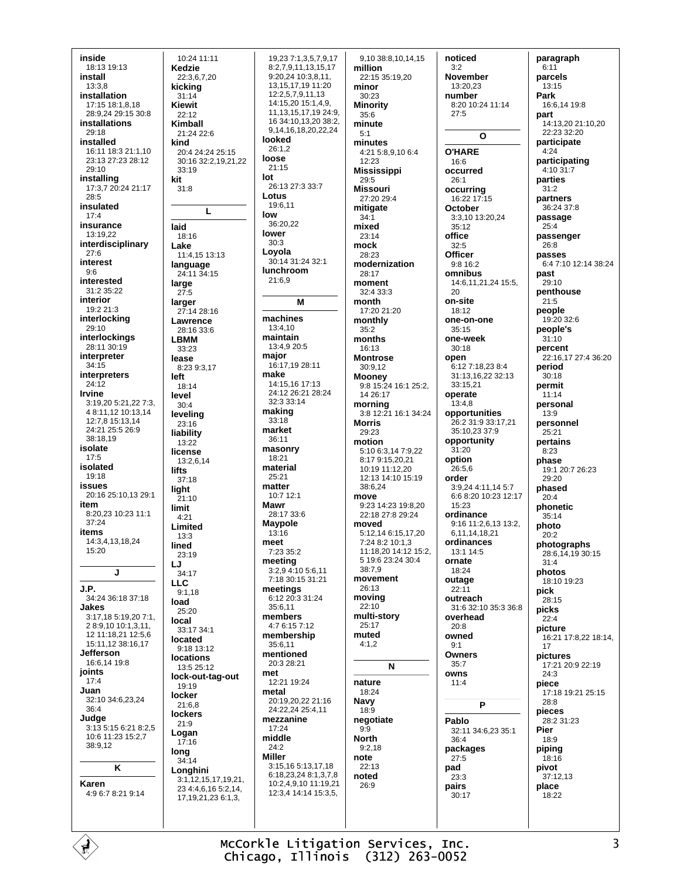**inside**
18:13 19:13
**install**
13:3,8
**installation**
17:15 18:1,8,18 28:9,24 29:15 30:8
**installations**
29:18
**installed**
16:11 18:3 21:1,10 23:13 27:23 28:12 29:10
**installing**
17:3,7 20:24 21:17 28:5
**insulated**
17:4
**insurance**
13:19,22
**interdisciplinary**
27:6
**interest**
9:6
**interested**
31:2 35:22
**interior**
19:2 21:3
**interlocking**
29:10
**interlockings**
28:11 30:19
**interpreter**
34:15
**interpreters**
24:12
**Irvine**
3:19,20 5:21,22 7:3, 4 8:11,12 10:13,14 12:7,8 15:13,14 24:21 25:5 26:9 38:18,19
**isolate**
17:5
**isolated**
19:18
**issues**
20:16 25:10,13 29:1
**item**
8:20,23 10:23 11:1 37:24
**items**
14:3,4,13,18,24 15:20

**J**

**J.P.**
34:24 36:18 37:18
**Jakes**
3:17,18 5:19,20 7:1, 2 8:9,10 10:1,3,11, 12 11:18,21 12:5,6 15:11,12 38:16,17
**Jefferson**
16:6,14 19:8
**joints**
17:4
**Juan**
32:10 34:6,23,24 36:4
**Judge**
3:13 5:15 6:21 8:2,5 10:6 11:23 15:2,7 38:9,12

**K**

**Karen**
4:9 6:7 8:21 9:14
10:24 11:11
**Kedzie**
22:3,6,7,20
**kicking**
31:14
**Kiewit**
22:12
**Kimball**
21:24 22:6
**kind**
20:4 24:24 25:15 30:16 32:2,19,21,22 33:19
**kit**
31:8

**L**

**laid**
18:16
**Lake**
11:4,15 13:13
**language**
24:11 34:15
**large**
27:5
**larger**
27:14 28:16
**Lawrence**
28:16 33:6
**LBMM**
33:23
**lease**
8:23 9:3,17
**left**
18:14
**level**
30:4
**leveling**
23:16
**liability**
13:22
**license**
13:2,6,14
**lifts**
37:18
**light**
21:10
**limit**
4:21
**Limited**
13:3
**lined**
23:19
**LJ**
34:17
**LLC**
9:1,18
**load**
25:20
**local**
33:17 34:1
**located**
9:18 13:12
**locations**
13:5 25:12
**lock-out-tag-out**
19:19
**locker**
21:6,8
**lockers**
21:9
**Logan**
17:16
**long**
34:14
**Longhini**
3:1,12,15,17,19,21, 23 4:4,6,16 5:2,14, 17,19,21,23 6:1,3, 19,23 7:1,3,5,7,9,17 8:2,7,9,11,13,15,17 9:20,24 10:3,8,11, 13,15,17,19 11:20 12:2,5,7,9,11,13 14:15,20 15:1,4,9, 11,13,15,17,19 24:9, 16 34:10,13,20 38:2, 9,14,16,18,20,22,24
**looked**
26:1,2
**loose**
21:15
**lot**
26:13 27:3 33:7
**Lotus**
19:6,11
**low**
36:20,22
**lower**
30:3
**Loyola**
30:14 31:24 32:1
**lunchroom**
21:6,9

**M**

**machines**
13:4,10
**maintain**
13:4,9 20:5
**major**
16:17,19 28:11
**make**
14:15,16 17:13 24:12 26:21 28:24 32:3 33:14
**making**
33:18
**market**
36:11
**masonry**
18:21
**material**
25:21
**matter**
10:7 12:1
**Mawr**
28:17 33:6
**Maypole**
13:16
**meet**
7:23 35:2
**meeting**
3:2,9 4:10 5:6,11 7:18 30:15 31:21
**meetings**
6:12 20:3 31:24 35:6,11
**members**
4:7 6:15 7:12
**membership**
35:6,11
**mentioned**
20:3 28:21
**met**
12:21 19:24
**metal**
20:19,20,22 21:16 24:22,24 25:4,11
**mezzanine**
17:24
**middle**
24:2
**Miller**
3:15,16 5:13,17,18 6:18,23,24 8:1,3,7,8 10:2,4,9,10 11:19,21 12:3,4 14:14 15:3,5, 9,10 38:8,10,14,15
**million**
22:15 35:19,20
**minor**
30:23
**Minority**
35:6
**minute**
5:1
**minutes**
4:21 5:8,9,10 6:4 12:23
**Mississippi**
29:5
**Missouri**
27:20 29:4
**mitigate**
34:1
**mixed**
23:14
**mock**
28:23
**modernization**
28:17
**moment**
32:4 33:3
**month**
17:20 21:20
**monthly**
35:2
**months**
16:13
**Montrose**
30:9,12
**Mooney**
9:8 15:24 16:1 25:2, 14 26:17
**morning**
3:8 12:21 16:1 34:24
**Morris**
29:23
**motion**
5:10 6:3,14 7:9,22 8:17 9:15,20,21 10:19 11:12,20 12:13 14:10 15:19 38:6,24
**move**
9:23 14:23 19:8,20 22:18 27:8 29:24
**moved**
5:12,14 6:15,17,20 7:24 8:2 10:1,3 11:18,20 14:12 15:2, 5 19:6 23:24 30:4 38:7,9
**movement**
26:13
**moving**
22:10
**multi-story**
25:17
**muted**
4:1,2

**N**

**nature**
18:24
**Navy**
18:9
**negotiate**
9:9
**North**
9:2,18
**note**
22:13
**noted**
26:9
**noticed**
3:2
**November**
13:20,23
**number**
8:20 10:24 11:14 27:5

**O**

**O'HARE**
16:6
**occurred**
26:1
**occurring**
16:22 17:15
**October**
3:3,10 13:20,24 35:12
**office**
32:5
**Officer**
9:8 16:2
**omnibus**
14:6,11,21,24 15:5, 20
**on-site**
18:12
**one-on-one**
35:15
**one-week**
30:18
**open**
6:12 7:18,23 8:4 31:13,16,22 32:13 33:15,21
**operate**
13:4,8
**opportunities**
26:2 31:9 33:17,21 35:10,23 37:9
**opportunity**
31:20
**option**
26:5,6
**order**
3:9,24 4:11,14 5:7 6:6 8:20 10:23 12:17 15:23
**ordinance**
9:16 11:2,6,13 13:2, 6,11,14,18,21
**ordinances**
13:1 14:5
**ornate**
18:24
**outage**
22:11
**outreach**
31:6 32:10 35:3 36:8
**overhead**
20:8
**owned**
9:1
**Owners**
35:7
**owns**
11:4

**P**

**Pablo**
32:11 34:6,23 35:1 36:4
**packages**
27:5
**pad**
23:3
**pairs**
30:17
**paragraph**
6:11
**parcels**
13:15
**Park**
16:6,14 19:8
**part**
14:13,20 21:10,20 22:23 32:20
**participate**
4:24
**participating**
4:10 31:7
**parties**
31:2
**partners**
36:24 37:8
**passage**
25:4
**passenger**
26:8
**passes**
6:4 7:10 12:14 38:24
**past**
29:10
**penthouse**
21:5
**people**
19:20 32:6
**people's**
31:10
**percent**
22:16,17 27:4 36:20
**period**
30:18
**permit**
11:14
**personal**
13:9
**personnel**
25:21
**pertains**
8:23
**phase**
19:1 20:7 26:23 29:20
**phased**
20:4
**phonetic**
35:14
**photo**
20:2
**photographs**
28:6,14,19 30:15 31:4
**photos**
18:10 19:23
**pick**
28:15
**picks**
22:4
**picture**
16:21 17:8,22 18:14, 17
**pictures**
17:21 20:9 22:19 24:3
**piece**
17:18 19:21 25:15 28:8
**pieces**
28:2 31:23
**Pier**
18:9
**piping**
18:16
**pivot**
37:12,13
**place**
18:22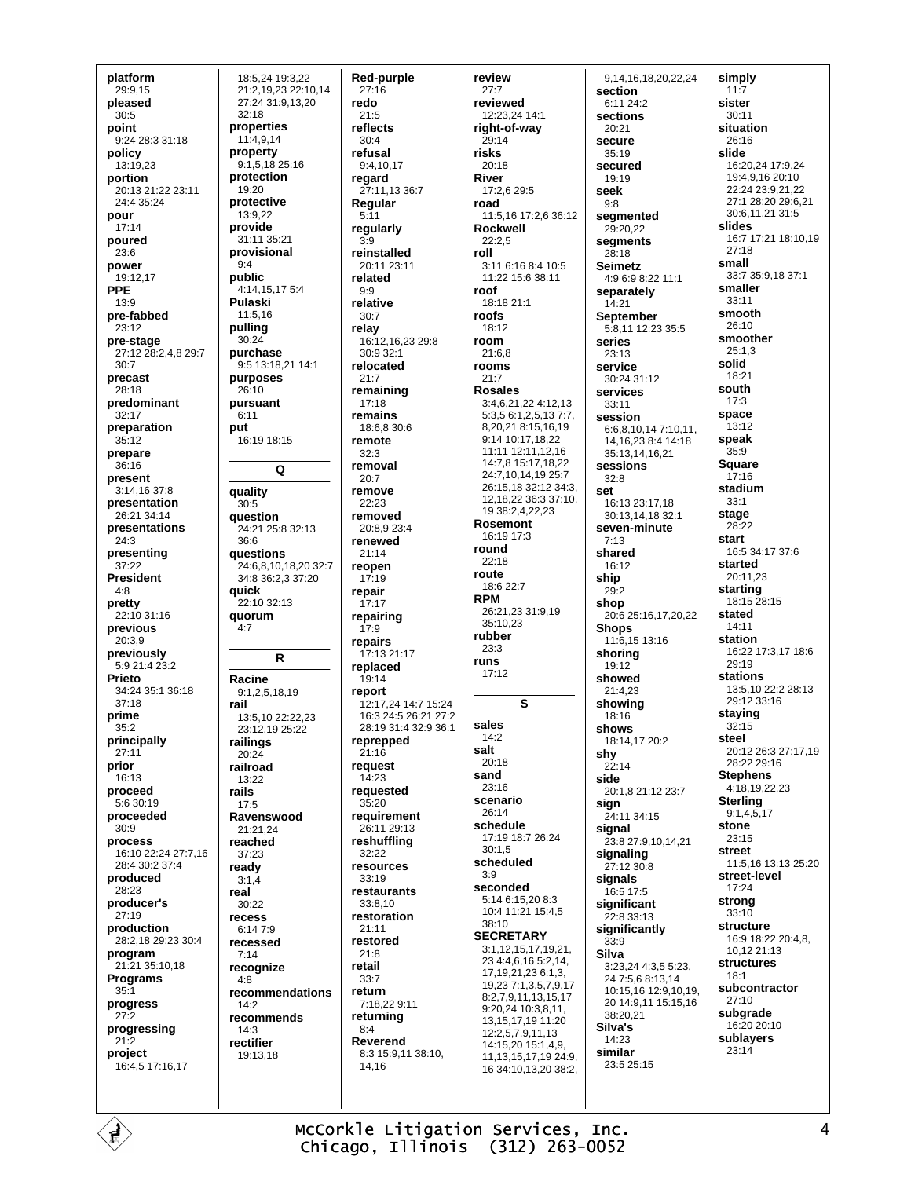**platform**
29:9,15
**pleased**
30:5
**point**
9:24 28:3 31:18
**policy**
13:19,23
**portion**
20:13 21:22 23:11
24:4 35:24
**pour**
17:14
**poured**
23:6
**power**
19:12,17
**PPE**
13:9
**pre-fabbed**
23:12
**pre-stage**
27:12 28:2,4,8 29:7
30:7
**precast**
28:18
**predominant**
32:17
**preparation**
35:12
**prepare**
36:16
**present**
3:14,16 37:8
**presentation**
26:21 34:14
**presentations**
24:3
**presenting**
37:22
**President**
4:8
**pretty**
22:10 31:16
**previous**
20:3,9
**previously**
5:9 21:4 23:2
**Prieto**
34:24 35:1 36:18
37:18
**prime**
35:2
**principally**
27:11
**prior**
16:13
**proceed**
5:6 30:19
**proceeded**
30:9
**process**
16:10 22:24 27:7,16
28:4 30:2 37:4
**produced**
28:23
**producer's**
27:19
**production**
28:2,18 29:23 30:4
**program**
21:21 35:10,18
**Programs**
35:1
**progress**
27:2
**progressing**
21:2
**project**
16:4,5 17:16,17
18:5,24 19:3,22
21:2,19,23 22:10,14
27:24 31:9,13,20
32:18
**properties**
11:4,9,14
**property**
9:1,5,18 25:16
**protection**
19:20
**protective**
13:9,22
**provide**
31:11 35:21
**provisional**
9:4
**public**
4:14,15,17 5:4
**Pulaski**
11:5,16
**pulling**
30:24
**purchase**
9:5 13:18,21 14:1
**purposes**
26:10
**pursuant**
6:11
**put**
16:19 18:15

**Q**

**quality**
30:5
**question**
24:21 25:8 32:13
36:6
**questions**
24:6,8,10,18,20 32:7
34:8 36:2,3 37:20
**quick**
22:10 32:13
**quorum**
4:7

**R**

**Racine**
9:1,2,5,18,19
**rail**
13:5,10 22:22,23
23:12,19 25:22
**railings**
20:24
**railroad**
13:22
**rails**
17:5
**Ravenswood**
21:21,24
**reached**
37:23
**ready**
3:1,4
**real**
30:22
**recess**
6:14 7:9
**recessed**
7:14
**recognize**
4:8
**recommendations**
14:2
**recommends**
14:3
**rectifier**
19:13,18
**Red-purple**
27:16
**redo**
21:5
**reflects**
30:4
**refusal**
9:4,10,17
**regard**
27:11,13 36:7
**Regular**
5:11
**regularly**
3:9
**reinstalled**
20:11 23:11
**related**
9:9
**relative**
30:7
**relay**
16:12,16,23 29:8
30:9 32:1
**relocated**
21:7
**remaining**
17:18
**remains**
18:6,8 30:6
**remote**
32:3
**removal**
20:7
**remove**
22:23
**removed**
20:8,9 23:4
**renewed**
21:14
**reopen**
17:19
**repair**
17:17
**repairing**
17:9
**repairs**
17:13 21:17
**replaced**
19:14
**report**
12:17,24 14:7 15:24
16:3 24:5 26:21 27:2
28:19 31:4 32:9 36:1
**reprepped**
21:16
**request**
14:23
**requested**
35:20
**requirement**
26:11 29:13
**reshuffling**
32:22
**resources**
33:19
**restaurants**
33:8,10
**restoration**
21:11
**restored**
21:8
**retail**
33:7
**return**
7:18,22 9:11
**returning**
8:4
**Reverend**
8:3 15:9,11 38:10,
14,16
**review**
27:7
**reviewed**
12:23,24 14:1
**right-of-way**
29:14
**risks**
20:18
**River**
17:2,6 29:5
**road**
11:5,16 17:2,6 36:12
**Rockwell**
22:2,5
**roll**
3:11 6:16 8:4 10:5
11:22 15:6 38:11
**roof**
18:18 21:1
**roofs**
18:12
**room**
21:6,8
**rooms**
21:7
**Rosales**
3:4,6,21,22 4:12,13
5:3,5 6:1,2,5,13 7:7,
8,20,21 8:15,16,19
9:14 10:17,18,22
11:11 12:11,12,16
14:7,8 15:17,18,22
24:7,10,14,19 25:7
26:15,18 32:12 34:3,
12,18,22 36:3 37:10,
19 38:2,4,22,23
**Rosemont**
16:19 17:3
**round**
22:18
**route**
18:6 22:7
**RPM**
26:21,23 31:9,19
35:10,23
**rubber**
23:3
**runs**
17:12

**S**

**sales**
14:2
**salt**
20:18
**sand**
23:16
**scenario**
26:14
**schedule**
17:19 18:7 26:24
30:1,5
**scheduled**
3:9
**seconded**
5:14 6:15,20 8:3
10:4 11:21 15:4,5
38:10
**SECRETARY**
3:1,12,15,17,19,21,
23 4:4,6,16 5:2,14,
17,19,21,23 6:1,3,
19,23 7:1,3,5,7,9,17
8:2,7,9,11,13,15,17
9:20,24 10:3,8,11,
13,15,17,19 11:20
12:2,5,7,9,11,13
14:15,20 15:1,4,9,
11,13,15,17,19 24:9,
16 34:10,13,20 38:2,
9,14,16,18,20,22,24
**section**
6:11 24:2
**sections**
20:21
**secure**
35:19
**secured**
19:19
**seek**
9:8
**segmented**
29:20,22
**segments**
28:18
**Seimetz**
4:9 6:9 8:22 11:1
**separately**
14:21
**September**
5:8,11 12:23 35:5
**series**
23:13
**service**
30:24 31:12
**services**
33:11
**session**
6:6,8,10,14 7:10,11,
14,16,23 8:4 14:18
35:13,14,16,21
**sessions**
32:8
**set**
16:13 23:17,18
30:13,14,18 32:1
**seven-minute**
7:13
**shared**
16:12
**ship**
29:2
**shop**
20:6 25:16,17,20,22
**Shops**
11:6,15 13:16
**shoring**
19:12
**showed**
21:4,23
**showing**
18:16
**shows**
18:14,17 20:2
**shy**
22:14
**side**
20:1,8 21:12 23:7
**sign**
24:11 34:15
**signal**
23:8 27:9,10,14,21
**signaling**
27:12 30:8
**signals**
16:5 17:5
**significant**
22:8 33:13
**significantly**
33:9
**Silva**
3:23,24 4:3,5 5:23,
24 7:5,6 8:13,14
10:15,16 12:9,10,19,
20 14:9,11 15:15,16
38:20,21
**Silva's**
14:23
**similar**
23:5 25:15
**simply**
11:7
**sister**
30:11
**situation**
26:16
**slide**
16:20,24 17:9,24
19:4,9,16 20:10
22:24 23:9,21,22
27:1 28:20 29:6,21
30:6,11,21 31:5
**slides**
16:7 17:21 18:10,19
27:18
**small**
33:7 35:9,18 37:1
**smaller**
33:11
**smooth**
26:10
**smoother**
25:1,3
**solid**
18:21
**south**
17:3
**space**
13:12
**speak**
35:9
**Square**
17:16
**stadium**
33:1
**stage**
28:22
**start**
16:5 34:17 37:6
**started**
20:11,23
**starting**
18:15 28:15
**stated**
14:11
**station**
16:22 17:3,17 18:6
29:19
**stations**
13:5,10 22:2 28:13
29:12 33:16
**staying**
32:15
**steel**
20:12 26:3 27:17,19
28:22 29:16
**Stephens**
4:18,19,22,23
**Sterling**
9:1,4,5,17
**stone**
23:15
**street**
11:5,16 13:13 25:20
**street-level**
17:24
**strong**
33:10
**structure**
16:9 18:22 20:4,8,
10,12 21:13
**structures**
18:1
**subcontractor**
27:10
**subgrade**
16:20 20:10
**sublayers**
23:14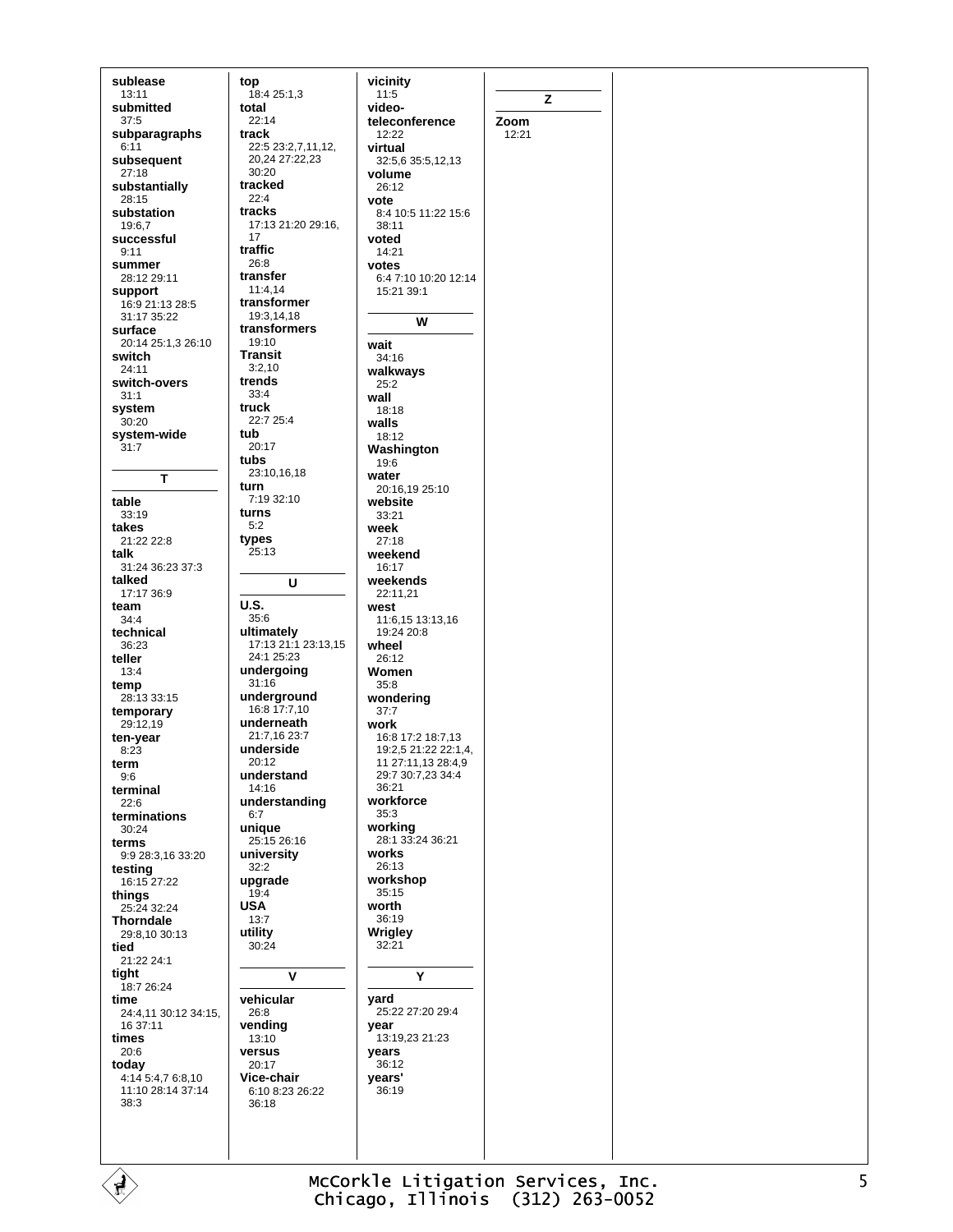**sublease**
13:11
**submitted**
37:5
**subparagraphs**
6:11
**subsequent**
27:18
**substantially**
28:15
**substation**
19:6,7
**successful**
9:11
**summer**
28:12 29:11
**support**
16:9 21:13 28:5
31:17 35:22
**surface**
20:14 25:1,3 26:10
**switch**
24:11
**switch-overs**
31:1
**system**
30:20
**system-wide**
31:7

## T

**table**
33:19
**takes**
21:22 22:8
**talk**
31:24 36:23 37:3
**talked**
17:17 36:9
**team**
34:4
**technical**
36:23
**teller**
13:4
**temp**
28:13 33:15
**temporary**
29:12,19
**ten-year**
8:23
**term**
9:6
**terminal**
22:6
**terminations**
30:24
**terms**
9:9 28:3,16 33:20
**testing**
16:15 27:22
**things**
25:24 32:24
**Thorndale**
29:8,10 30:13
**tied**
21:22 24:1
**tight**
18:7 26:24
**time**
24:4,11 30:12 34:15,
16 37:11
**times**
20:6
**today**
4:14 5:4,7 6:8,10
11:10 28:14 37:14
38:3

**top**
18:4 25:1,3
**total**
22:14
**track**
22:5 23:2,7,11,12,
20,24 27:22,23
30:20
**tracked**
22:4
**tracks**
17:13 21:20 29:16,
17
**traffic**
26:8
**transfer**
11:4,14
**transformer**
19:3,14,18
**transformers**
19:10
**Transit**
3:2,10
**trends**
33:4
**truck**
22:7 25:4
**tub**
20:17
**tubs**
23:10,16,18
**turn**
7:19 32:10
**turns**
5:2
**types**
25:13

## U

**U.S.**
35:6
**ultimately**
17:13 21:1 23:13,15
24:1 25:23
**undergoing**
31:16
**underground**
16:8 17:7,10
**underneath**
21:7,16 23:7
**underside**
20:12
**understand**
14:16
**understanding**
6:7
**unique**
25:15 26:16
**university**
32:2
**upgrade**
19:4
**USA**
13:7
**utility**
30:24

## V

**vehicular**
26:8
**vending**
13:10
**versus**
20:17
**Vice-chair**
6:10 8:23 26:22
36:18

**vicinity**
11:5
**video-teleconference**
12:22
**virtual**
32:5,6 35:5,12,13
**volume**
26:12
**vote**
8:4 10:5 11:22 15:6
38:11
**voted**
14:21
**votes**
6:4 7:10 10:20 12:14
15:21 39:1

## W

**wait**
34:16
**walkways**
25:2
**wall**
18:18
**walls**
18:12
**Washington**
19:6
**water**
20:16,19 25:10
**website**
33:21
**week**
27:18
**weekend**
16:17
**weekends**
22:11,21
**west**
11:6,15 13:13,16
19:24 20:8
**wheel**
26:12
**Women**
35:8
**wondering**
37:7
**work**
16:8 17:2 18:7,13
19:2,5 21:22 22:1,4,
11 27:11,13 28:4,9
29:7 30:7,23 34:4
36:21
**workforce**
35:3
**working**
28:1 33:24 36:21
**works**
26:13
**workshop**
35:15
**worth**
36:19
**Wrigley**
32:21

## Y

**yard**
25:22 27:20 29:4
**year**
13:19,23 21:23
**years**
36:12
**years'**
36:19

## Z

**Zoom**
12:21